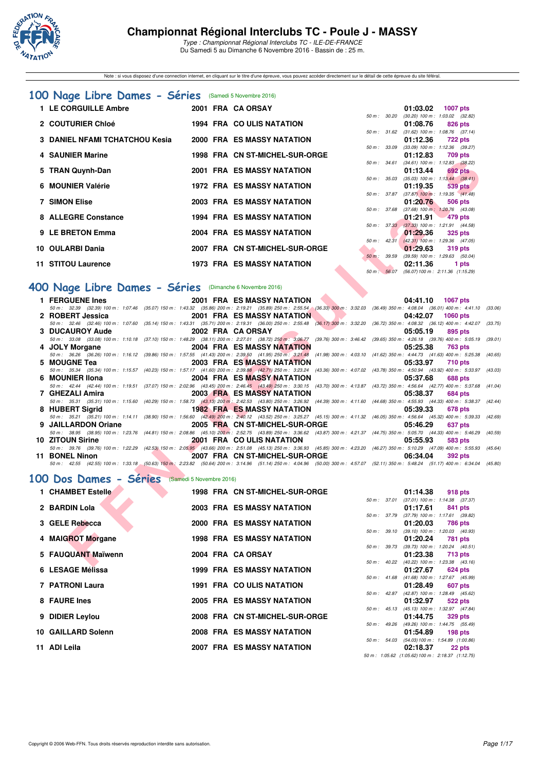# Championnat Régional Interclubs TC - Poule J - MASSY

*Type : Championnat Régional Interclubs TC - ILE-DE-FRANCE*
Du Samedi 5 au Dimanche 6 Novembre 2016 - Bassin de : 25 m.

Note : si vous disposez d'une connexion internet, en cliquant sur le titre d'une épreuve, vous pouvez accéder directement sur le détail de cette épreuve du site féféral.

## 100 Nage Libre Dames - Séries (Samedi 5 Novembre 2016)

| Rg | Nom | Année | Nat | Club | Temps | Points | Splits |
|---|---|---|---|---|---|---|---|
| 1 | LE CORGUILLE Ambre | 2001 | FRA | CA ORSAY | 01:03.02 | 1007 pts | 50 m : 30.20 (30.20) 100 m : 1:03.02 (32.82) |
| 2 | COUTURIER Chloé | 1994 | FRA | CO ULIS NATATION | 01:08.76 | 826 pts | 50 m : 31.62 (31.62) 100 m : 1:08.76 (37.14) |
| 3 | DANIEL NFAMI TCHATCHOU Kesia | 2000 | FRA | ES MASSY NATATION | 01:12.36 | 722 pts | 50 m : 33.09 (33.09) 100 m : 1:12.36 (39.27) |
| 4 | SAUNIER Marine | 1998 | FRA | CN ST-MICHEL-SUR-ORGE | 01:12.83 | 709 pts | 50 m : 34.61 (34.61) 100 m : 1:12.83 (38.22) |
| 5 | TRAN Quynh-Dan | 2001 | FRA | ES MASSY NATATION | 01:13.44 | 692 pts | 50 m : 35.03 (35.03) 100 m : 1:13.44 (38.41) |
| 6 | MOUNIER Valérie | 1972 | FRA | ES MASSY NATATION | 01:19.35 | 539 pts | 50 m : 37.87 (37.87) 100 m : 1:19.35 (41.48) |
| 7 | SIMON Elise | 2003 | FRA | ES MASSY NATATION | 01:20.76 | 506 pts | 50 m : 37.68 (37.68) 100 m : 1:20.76 (43.08) |
| 8 | ALLEGRE Constance | 1994 | FRA | ES MASSY NATATION | 01:21.91 | 479 pts | 50 m : 37.33 (37.33) 100 m : 1:21.91 (44.58) |
| 9 | LE BRETON Emma | 2004 | FRA | ES MASSY NATATION | 01:29.36 | 325 pts | 50 m : 42.31 (42.31) 100 m : 1:29.36 (47.05) |
| 10 | OULARBI Dania | 2007 | FRA | CN ST-MICHEL-SUR-ORGE | 01:29.63 | 319 pts | 50 m : 39.59 (39.59) 100 m : 1:29.63 (50.04) |
| 11 | STITOU Laurence | 1973 | FRA | ES MASSY NATATION | 02:11.36 | 1 pts | 50 m : 56.07 (56.07) 100 m : 2:11.36 (1:15.29) |

## 400 Nage Libre Dames - Séries (Dimanche 6 Novembre 2016)

| Rg | Nom | Année | Nat | Club | Temps | Points |
|---|---|---|---|---|---|---|
| 1 | FERGUENE Ines | 2001 | FRA | ES MASSY NATATION | 04:41.10 | 1067 pts |
| | 50 m : 32.39 (32.39) 100 m : 1:07.46 (35.07) 150 m : 1:43.32 (35.86) 200 m : 2:19.21 (35.89) 250 m : 2:55.54 (36.33) 300 m : 3:32.03 (36.49) 350 m : 4:08.04 (36.01) 400 m : 4:41.10 (33.06) | | | | | |
| 2 | ROBERT Jessica | 2001 | FRA | ES MASSY NATATION | 04:42.07 | 1060 pts |
| | 50 m : 32.46 (32.46) 100 m : 1:07.60 (35.14) 150 m : 1:43.31 (35.71) 200 m : 2:19.31 (36.00) 250 m : 2:55.48 (36.17) 300 m : 3:32.20 (36.72) 350 m : 4:08.32 (36.12) 400 m : 4:42.07 (33.75) | | | | | |
| 3 | DUCAUROY Aude | 2002 | FRA | CA ORSAY | 05:05.19 | 895 pts |
| | 50 m : 33.08 (33.08) 100 m : 1:10.18 (37.10) 150 m : 1:48.29 (38.11) 200 m : 2:27.01 (38.72) 250 m : 3:06.77 (39.76) 300 m : 3:46.42 (39.65) 350 m : 4:26.18 (39.76) 400 m : 5:05.19 (39.01) | | | | | |
| 4 | JOLY Morgane | 2004 | FRA | ES MASSY NATATION | 05:25.38 | 763 pts |
| | 50 m : 36.26 (36.26) 100 m : 1:16.12 (39.86) 150 m : 1:57.55 (41.43) 200 m : 2:39.50 (41.95) 250 m : 3:21.48 (41.98) 300 m : 4:03.10 (41.62) 350 m : 4:44.73 (41.63) 400 m : 5:25.38 (40.65) | | | | | |
| 5 | MOUGNE Tea | 2003 | FRA | ES MASSY NATATION | 05:33.97 | 710 pts |
| | 50 m : 35.34 (35.34) 100 m : 1:15.57 (40.23) 150 m : 1:57.17 (41.60) 200 m : 2:39.88 (42.71) 250 m : 3:23.24 (43.36) 300 m : 4:07.02 (43.78) 350 m : 4:50.94 (43.92) 400 m : 5:33.97 (43.03) | | | | | |
| 6 | MOUNIER Ilona | 2004 | FRA | ES MASSY NATATION | 05:37.68 | 688 pts |
| | 50 m : 42.44 (42.44) 100 m : 1:19.51 (37.07) 150 m : 2:02.96 (43.45) 200 m : 2:46.45 (43.49) 250 m : 3:30.15 (43.70) 300 m : 4:13.87 (43.72) 350 m : 4:56.64 (42.77) 400 m : 5:37.68 (41.04) | | | | | |
| 7 | GHEZALI Amira | 2003 | FRA | ES MASSY NATATION | 05:38.37 | 684 pts |
| | 50 m : 35.31 (35.31) 100 m : 1:15.60 (40.29) 150 m : 1:58.73 (43.13) 200 m : 2:42.53 (43.80) 250 m : 3:26.92 (44.39) 300 m : 4:11.60 (44.68) 350 m : 4:55.93 (44.33) 400 m : 5:38.37 (42.44) | | | | | |
| 8 | HUBERT Sigrid | 1982 | FRA | ES MASSY NATATION | 05:39.33 | 678 pts |
| | 50 m : 35.21 (35.21) 100 m : 1:14.11 (38.90) 150 m : 1:56.60 (42.49) 200 m : 2:40.12 (43.52) 250 m : 3:25.27 (45.15) 300 m : 4:11.32 (46.05) 350 m : 4:56.64 (45.32) 400 m : 5:39.33 (42.69) | | | | | |
| 9 | JAILLARDON Oriane | 2005 | FRA | CN ST-MICHEL-SUR-ORGE | 05:46.29 | 637 pts |
| | 50 m : 38.95 (38.95) 100 m : 1:23.76 (44.81) 150 m : 2:08.86 (45.10) 200 m : 2:52.75 (43.89) 250 m : 3:36.62 (43.87) 300 m : 4:21.37 (44.75) 350 m : 5:05.70 (44.33) 400 m : 5:46.29 (40.59) | | | | | |
| 10 | ZITOUN Sirine | 2001 | FRA | CO ULIS NATATION | 05:55.93 | 583 pts |
| | 50 m : 39.76 (39.76) 100 m : 1:22.29 (42.53) 150 m : 2:05.95 (43.66) 200 m : 2:51.08 (45.13) 250 m : 3:36.93 (45.85) 300 m : 4:23.20 (46.27) 350 m : 5:10.29 (47.09) 400 m : 5:55.93 (45.64) | | | | | |
| 11 | BONEL Ninon | 2007 | FRA | CN ST-MICHEL-SUR-ORGE | 06:34.04 | 392 pts |
| | 50 m : 42.55 (42.55) 100 m : 1:33.18 (50.63) 150 m : 2:23.82 (50.64) 200 m : 3:14.96 (51.14) 250 m : 4:04.96 (50.00) 300 m : 4:57.07 (52.11) 350 m : 5:48.24 (51.17) 400 m : 6:34.04 (45.80) | | | | | |

## 100 Dos Dames - Séries (Samedi 5 Novembre 2016)

| Rg | Nom | Année | Nat | Club | Temps | Points | Splits |
|---|---|---|---|---|---|---|---|
| 1 | CHAMBET Estelle | 1998 | FRA | CN ST-MICHEL-SUR-ORGE | 01:14.38 | 918 pts | 50 m : 37.01 (37.01) 100 m : 1:14.38 (37.37) |
| 2 | BARDIN Lola | 2003 | FRA | ES MASSY NATATION | 01:17.61 | 841 pts | 50 m : 37.79 (37.79) 100 m : 1:17.61 (39.82) |
| 3 | GELE Rebecca | 2000 | FRA | ES MASSY NATATION | 01:20.03 | 786 pts | 50 m : 39.10 (39.10) 100 m : 1:20.03 (40.93) |
| 4 | MAIGROT Morgane | 1998 | FRA | ES MASSY NATATION | 01:20.24 | 781 pts | 50 m : 39.73 (39.73) 100 m : 1:20.24 (40.51) |
| 5 | FAUQUANT Maïwenn | 2004 | FRA | CA ORSAY | 01:23.38 | 713 pts | 50 m : 40.22 (40.22) 100 m : 1:23.38 (43.16) |
| 6 | LESAGE Mélissa | 1999 | FRA | ES MASSY NATATION | 01:27.67 | 624 pts | 50 m : 41.68 (41.68) 100 m : 1:27.67 (45.99) |
| 7 | PATRONI Laura | 1991 | FRA | CO ULIS NATATION | 01:28.49 | 607 pts | 50 m : 42.87 (42.87) 100 m : 1:28.49 (45.62) |
| 8 | FAURE Ines | 2005 | FRA | ES MASSY NATATION | 01:32.97 | 522 pts | 50 m : 45.13 (45.13) 100 m : 1:32.97 (47.84) |
| 9 | DIDIER Leylou | 2008 | FRA | CN ST-MICHEL-SUR-ORGE | 01:44.75 | 329 pts | 50 m : 49.26 (49.26) 100 m : 1:44.75 (55.49) |
| 10 | GAILLARD Solenn | 2008 | FRA | ES MASSY NATATION | 01:54.89 | 198 pts | 50 m : 54.03 (54.03) 100 m : 1:54.89 (1:00.86) |
| 11 | ADI Leila | 2007 | FRA | ES MASSY NATATION | 02:18.37 | 22 pts | 50 m : 1:05.62 (1:05.62) 100 m : 2:18.37 (1:12.75) |

Copyright © 2006 Web-FFN. Tous droits réservés reproduction interdite sans autorisation.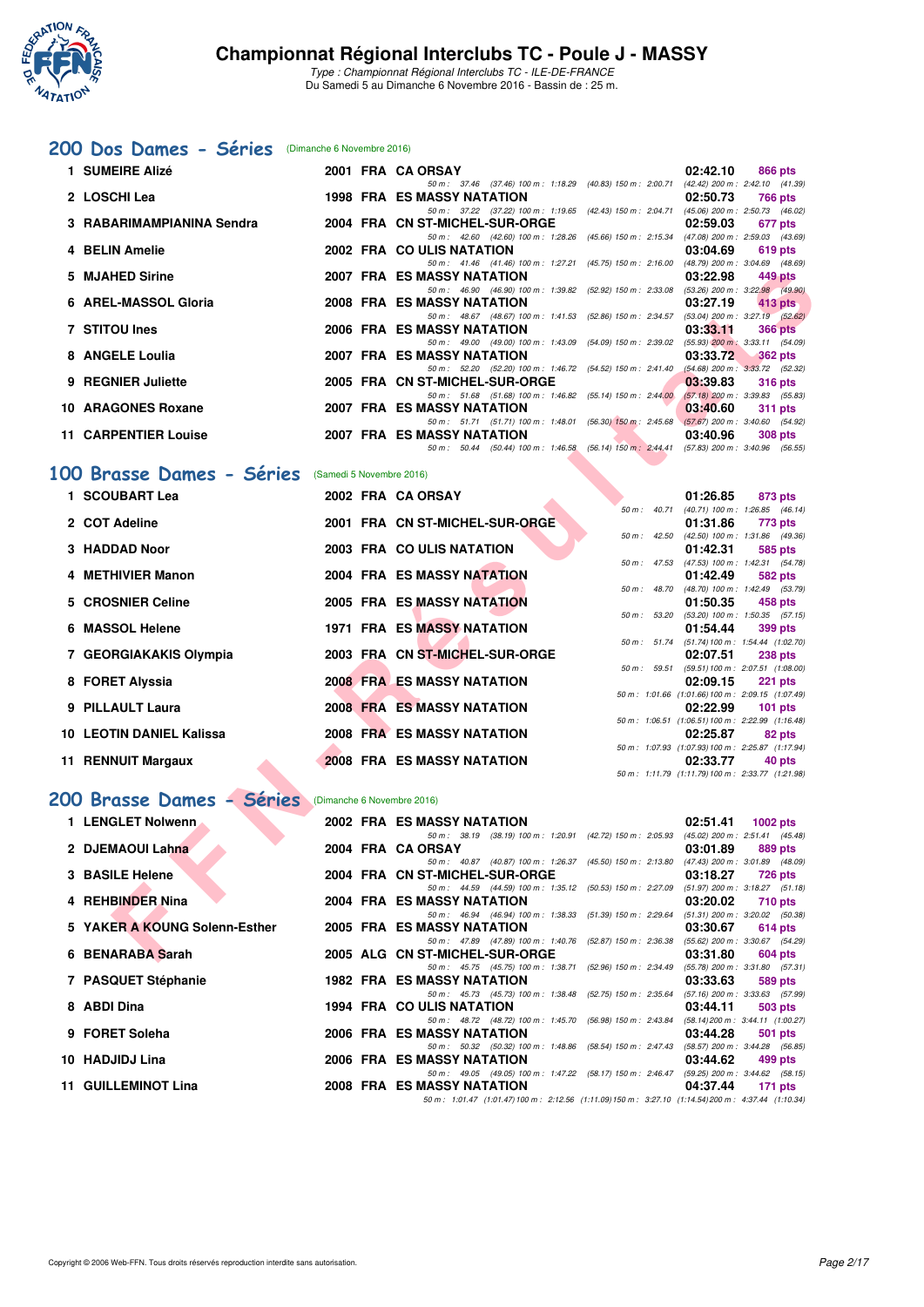# Championnat Régional Interclubs TC - Poule J - MASSY

*Type : Championnat Régional Interclubs TC - ILE-DE-FRANCE*
Du Samedi 5 au Dimanche 6 Novembre 2016 - Bassin de : 25 m.

## 200 Dos Dames - Séries (Dimanche 6 Novembre 2016)

| Rg | Nom | Année | Nat | Club | Temps | Points |
|---|---|---|---|---|---|---|
| 1 | SUMEIRE Alizé | 2001 | FRA | CA ORSAY | 02:42.10 | 866 pts |
| | 50 m : 37.46 (37.46) 100 m : 1:18.29 (40.83) 150 m : 2:00.71 (42.42) 200 m : 2:42.10 (41.39) | | | | | |
| 2 | LOSCHI Lea | 1998 | FRA | ES MASSY NATATION | 02:50.73 | 766 pts |
| | 50 m : 37.22 (37.22) 100 m : 1:19.65 (42.43) 150 m : 2:04.71 (45.06) 200 m : 2:50.73 (46.02) | | | | | |
| 3 | RABARIMAMPIANINA Sendra | 2004 | FRA | CN ST-MICHEL-SUR-ORGE | 02:59.03 | 677 pts |
| | 50 m : 42.60 (42.60) 100 m : 1:28.26 (45.66) 150 m : 2:15.34 (47.08) 200 m : 2:59.03 (43.69) | | | | | |
| 4 | BELIN Amelie | 2002 | FRA | CO ULIS NATATION | 03:04.69 | 619 pts |
| | 50 m : 41.46 (41.46) 100 m : 1:27.21 (45.75) 150 m : 2:16.00 (48.79) 200 m : 3:04.69 (48.69) | | | | | |
| 5 | MJAHED Sirine | 2007 | FRA | ES MASSY NATATION | 03:22.98 | 449 pts |
| | 50 m : 46.90 (46.90) 100 m : 1:39.82 (52.92) 150 m : 2:33.08 (53.26) 200 m : 3:22.98 (49.90) | | | | | |
| 6 | AREL-MASSOL Gloria | 2008 | FRA | ES MASSY NATATION | 03:27.19 | 413 pts |
| | 50 m : 48.67 (48.67) 100 m : 1:41.53 (52.86) 150 m : 2:34.57 (53.04) 200 m : 3:27.19 (52.62) | | | | | |
| 7 | STITOU Ines | 2006 | FRA | ES MASSY NATATION | 03:33.11 | 366 pts |
| | 50 m : 49.00 (49.00) 100 m : 1:43.09 (54.09) 150 m : 2:39.02 (55.93) 200 m : 3:33.11 (54.09) | | | | | |
| 8 | ANGELE Loulia | 2007 | FRA | ES MASSY NATATION | 03:33.72 | 362 pts |
| | 50 m : 52.20 (52.20) 100 m : 1:46.72 (54.52) 150 m : 2:41.40 (54.68) 200 m : 3:33.72 (52.32) | | | | | |
| 9 | REGNIER Juliette | 2005 | FRA | CN ST-MICHEL-SUR-ORGE | 03:39.83 | 316 pts |
| | 50 m : 51.68 (51.68) 100 m : 1:46.82 (55.14) 150 m : 2:44.00 (57.18) 200 m : 3:39.83 (55.83) | | | | | |
| 10 | ARAGONES Roxane | 2007 | FRA | ES MASSY NATATION | 03:40.60 | 311 pts |
| | 50 m : 51.71 (51.71) 100 m : 1:48.01 (56.30) 150 m : 2:45.68 (57.67) 200 m : 3:40.60 (54.92) | | | | | |
| 11 | CARPENTIER Louise | 2007 | FRA | ES MASSY NATATION | 03:40.96 | 308 pts |
| | 50 m : 50.44 (50.44) 100 m : 1:46.58 (56.14) 150 m : 2:44.41 (57.83) 200 m : 3:40.96 (56.55) | | | | | |

## 100 Brasse Dames - Séries (Samedi 5 Novembre 2016)

| Rg | Nom | Année | Nat | Club | Temps | Points |
|---|---|---|---|---|---|---|
| 1 | SCOUBART Lea | 2002 | FRA | CA ORSAY | 01:26.85 | 873 pts |
| | 50 m : 40.71 (40.71) 100 m : 1:26.85 (46.14) | | | | | |
| 2 | COT Adeline | 2001 | FRA | CN ST-MICHEL-SUR-ORGE | 01:31.86 | 773 pts |
| | 50 m : 42.50 (42.50) 100 m : 1:31.86 (49.36) | | | | | |
| 3 | HADDAD Noor | 2003 | FRA | CO ULIS NATATION | 01:42.31 | 585 pts |
| | 50 m : 47.53 (47.53) 100 m : 1:42.31 (54.78) | | | | | |
| 4 | METHIVIER Manon | 2004 | FRA | ES MASSY NATATION | 01:42.49 | 582 pts |
| | 50 m : 48.70 (48.70) 100 m : 1:42.49 (53.79) | | | | | |
| 5 | CROSNIER Celine | 2005 | FRA | ES MASSY NATATION | 01:50.35 | 458 pts |
| | 50 m : 53.20 (53.20) 100 m : 1:50.35 (57.15) | | | | | |
| 6 | MASSOL Helene | 1971 | FRA | ES MASSY NATATION | 01:54.44 | 399 pts |
| | 50 m : 51.74 (51.74) 100 m : 1:54.44 (1:02.70) | | | | | |
| 7 | GEORGIAKAKIS Olympia | 2003 | FRA | CN ST-MICHEL-SUR-ORGE | 02:07.51 | 238 pts |
| | 50 m : 59.51 (59.51) 100 m : 2:07.51 (1:08.00) | | | | | |
| 8 | FORET Alyssia | 2008 | FRA | ES MASSY NATATION | 02:09.15 | 221 pts |
| | 50 m : 1:01.66 (1:01.66) 100 m : 2:09.15 (1:07.49) | | | | | |
| 9 | PILLAULT Laura | 2008 | FRA | ES MASSY NATATION | 02:22.99 | 101 pts |
| | 50 m : 1:06.51 (1:06.51) 100 m : 2:22.99 (1:16.48) | | | | | |
| 10 | LEOTIN DANIEL Kalissa | 2008 | FRA | ES MASSY NATATION | 02:25.87 | 82 pts |
| | 50 m : 1:07.93 (1:07.93) 100 m : 2:25.87 (1:17.94) | | | | | |
| 11 | RENNUIT Margaux | 2008 | FRA | ES MASSY NATATION | 02:33.77 | 40 pts |
| | 50 m : 1:11.79 (1:11.79) 100 m : 2:33.77 (1:21.98) | | | | | |

## 200 Brasse Dames - Séries (Dimanche 6 Novembre 2016)

| Rg | Nom | Année | Nat | Club | Temps | Points |
|---|---|---|---|---|---|---|
| 1 | LENGLET Nolwenn | 2002 | FRA | ES MASSY NATATION | 02:51.41 | 1002 pts |
| | 50 m : 38.19 (38.19) 100 m : 1:20.91 (42.72) 150 m : 2:05.93 (45.02) 200 m : 2:51.41 (45.48) | | | | | |
| 2 | DJEMAOUI Lahna | 2004 | FRA | CA ORSAY | 03:01.89 | 889 pts |
| | 50 m : 40.87 (40.87) 100 m : 1:26.37 (45.50) 150 m : 2:13.80 (47.43) 200 m : 3:01.89 (48.09) | | | | | |
| 3 | BASILE Helene | 2004 | FRA | CN ST-MICHEL-SUR-ORGE | 03:18.27 | 726 pts |
| | 50 m : 44.59 (44.59) 100 m : 1:35.12 (50.53) 150 m : 2:27.09 (51.97) 200 m : 3:18.27 (51.18) | | | | | |
| 4 | REHBINDER Nina | 2004 | FRA | ES MASSY NATATION | 03:20.02 | 710 pts |
| | 50 m : 46.94 (46.94) 100 m : 1:38.33 (51.39) 150 m : 2:29.64 (51.31) 200 m : 3:20.02 (50.38) | | | | | |
| 5 | YAKER A KOUNG Solenn-Esther | 2005 | FRA | ES MASSY NATATION | 03:30.67 | 614 pts |
| | 50 m : 47.89 (47.89) 100 m : 1:40.76 (52.87) 150 m : 2:36.38 (55.62) 200 m : 3:30.67 (54.29) | | | | | |
| 6 | BENARABA Sarah | 2005 | ALG | CN ST-MICHEL-SUR-ORGE | 03:31.80 | 604 pts |
| | 50 m : 45.75 (45.75) 100 m : 1:38.71 (52.96) 150 m : 2:34.49 (55.78) 200 m : 3:31.80 (57.31) | | | | | |
| 7 | PASQUET Stéphanie | 1982 | FRA | ES MASSY NATATION | 03:33.63 | 589 pts |
| | 50 m : 45.73 (45.73) 100 m : 1:38.48 (52.75) 150 m : 2:35.64 (57.16) 200 m : 3:33.63 (57.99) | | | | | |
| 8 | ABDI Dina | 1994 | FRA | CO ULIS NATATION | 03:44.11 | 503 pts |
| | 50 m : 48.72 (48.72) 100 m : 1:45.70 (56.98) 150 m : 2:43.84 (58.14) 200 m : 3:44.11 (1:00.27) | | | | | |
| 9 | FORET Soleha | 2006 | FRA | ES MASSY NATATION | 03:44.28 | 501 pts |
| | 50 m : 50.32 (50.32) 100 m : 1:48.86 (58.54) 150 m : 2:47.43 (58.57) 200 m : 3:44.28 (56.85) | | | | | |
| 10 | HADJIDJ Lina | 2006 | FRA | ES MASSY NATATION | 03:44.62 | 499 pts |
| | 50 m : 49.05 (49.05) 100 m : 1:47.22 (58.17) 150 m : 2:46.47 (59.25) 200 m : 3:44.62 (58.15) | | | | | |
| 11 | GUILLEMINOT Lina | 2008 | FRA | ES MASSY NATATION | 04:37.44 | 171 pts |
| | 50 m : 1:01.47 (1:01.47) 100 m : 2:12.56 (1:11.09) 150 m : 3:27.10 (1:14.54) 200 m : 4:37.44 (1:10.34) | | | | | |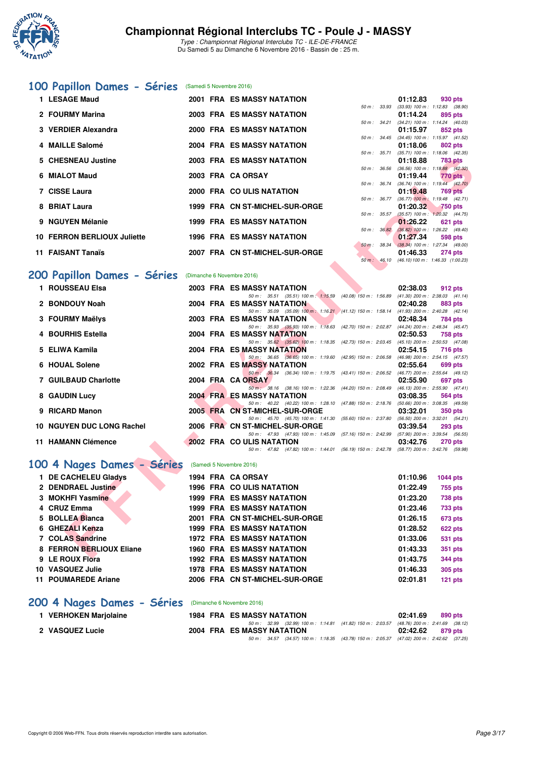# Championnat Régional Interclubs TC - Poule J - MASSY

*Type : Championnat Régional Interclubs TC - ILE-DE-FRANCE*
Du Samedi 5 au Dimanche 6 Novembre 2016 - Bassin de : 25 m.

## 100 Papillon Dames - Séries (Samedi 5 Novembre 2016)

| Place | Nom | Année | Nat. | Club | Temps | Points | Splits |
|---|---|---|---|---|---|---|---|
| 1 | LESAGE Maud | 2001 | FRA | ES MASSY NATATION | 01:12.83 | 930 pts | 50 m : 33.93 (33.93) 100 m : 1:12.83 (38.90) |
| 2 | FOURMY Marina | 2003 | FRA | ES MASSY NATATION | 01:14.24 | 895 pts | 50 m : 34.21 (34.21) 100 m : 1:14.24 (40.03) |
| 3 | VERDIER Alexandra | 2000 | FRA | ES MASSY NATATION | 01:15.97 | 852 pts | 50 m : 34.45 (34.45) 100 m : 1:15.97 (41.52) |
| 4 | MAILLE Salomé | 2004 | FRA | ES MASSY NATATION | 01:18.06 | 802 pts | 50 m : 35.71 (35.71) 100 m : 1:18.06 (42.35) |
| 5 | CHESNEAU Justine | 2003 | FRA | ES MASSY NATATION | 01:18.88 | 783 pts | 50 m : 36.56 (36.56) 100 m : 1:18.88 (42.32) |
| 6 | MIALOT Maud | 2003 | FRA | CA ORSAY | 01:19.44 | 770 pts | 50 m : 36.74 (36.74) 100 m : 1:19.44 (42.70) |
| 7 | CISSE Laura | 2000 | FRA | CO ULIS NATATION | 01:19.48 | 769 pts | 50 m : 36.77 (36.77) 100 m : 1:19.48 (42.71) |
| 8 | BRIAT Laura | 1999 | FRA | CN ST-MICHEL-SUR-ORGE | 01:20.32 | 750 pts | 50 m : 35.57 (35.57) 100 m : 1:20.32 (44.75) |
| 9 | NGUYEN Mélanie | 1999 | FRA | ES MASSY NATATION | 01:26.22 | 621 pts | 50 m : 36.82 (36.82) 100 m : 1:26.22 (49.40) |
| 10 | FERRON BERLIOUX Juliette | 1996 | FRA | ES MASSY NATATION | 01:27.34 | 598 pts | 50 m : 38.34 (38.34) 100 m : 1:27.34 (49.00) |
| 11 | FAISANT Tanaïs | 2007 | FRA | CN ST-MICHEL-SUR-ORGE | 01:46.33 | 274 pts | 50 m : 46.10 (46.10) 100 m : 1:46.33 (1:00.23) |

## 200 Papillon Dames - Séries (Dimanche 6 Novembre 2016)

| Place | Nom | Année | Nat. | Club | Temps | Points | Splits |
|---|---|---|---|---|---|---|---|
| 1 | ROUSSEAU Elsa | 2003 | FRA | ES MASSY NATATION | 02:38.03 | 912 pts | 50 m : 35.51 (35.51) 100 m : 1:15.59 (40.08) 150 m : 1:56.89 (41.30) 200 m : 2:38.03 (41.14) |
| 2 | BONDOUY Noah | 2004 | FRA | ES MASSY NATATION | 02:40.28 | 883 pts | 50 m : 35.09 (35.09) 100 m : 1:16.21 (41.12) 150 m : 1:58.14 (41.93) 200 m : 2:40.28 (42.14) |
| 3 | FOURMY Maëlys | 2003 | FRA | ES MASSY NATATION | 02:48.34 | 784 pts | 50 m : 35.93 (35.93) 100 m : 1:18.63 (42.70) 150 m : 2:02.87 (44.24) 200 m : 2:48.34 (45.47) |
| 4 | BOURHIS Estella | 2004 | FRA | ES MASSY NATATION | 02:50.53 | 758 pts | 50 m : 35.62 (35.62) 100 m : 1:18.35 (42.73) 150 m : 2:03.45 (45.10) 200 m : 2:50.53 (47.08) |
| 5 | ELIWA Kamila | 2004 | FRA | ES MASSY NATATION | 02:54.15 | 716 pts | 50 m : 36.65 (36.65) 100 m : 1:19.60 (42.95) 150 m : 2:06.58 (46.98) 200 m : 2:54.15 (47.57) |
| 6 | HOUAL Solene | 2002 | FRA | ES MASSY NATATION | 02:55.64 | 699 pts | 50 m : 36.34 (36.34) 100 m : 1:19.75 (43.41) 150 m : 2:06.52 (46.77) 200 m : 2:55.64 (49.12) |
| 7 | GUILBAUD Charlotte | 2004 | FRA | CA ORSAY | 02:55.90 | 697 pts | 50 m : 38.16 (38.16) 100 m : 1:22.36 (44.20) 150 m : 2:08.49 (46.13) 200 m : 2:55.90 (47.41) |
| 8 | GAUDIN Lucy | 2004 | FRA | ES MASSY NATATION | 03:08.35 | 564 pts | 50 m : 40.22 (40.22) 100 m : 1:28.10 (47.88) 150 m : 2:18.76 (50.66) 200 m : 3:08.35 (49.59) |
| 9 | RICARD Manon | 2005 | FRA | CN ST-MICHEL-SUR-ORGE | 03:32.01 | 350 pts | 50 m : 45.70 (45.70) 100 m : 1:41.30 (55.60) 150 m : 2:37.80 (56.50) 200 m : 3:32.01 (54.21) |
| 10 | NGUYEN DUC LONG Rachel | 2006 | FRA | CN ST-MICHEL-SUR-ORGE | 03:39.54 | 293 pts | 50 m : 47.93 (47.93) 100 m : 1:45.09 (57.16) 150 m : 2:42.99 (57.90) 200 m : 3:39.54 (56.55) |
| 11 | HAMANN Clémence | 2002 | FRA | CO ULIS NATATION | 03:42.76 | 270 pts | 50 m : 47.82 (47.82) 100 m : 1:44.01 (56.19) 150 m : 2:42.78 (58.77) 200 m : 3:42.76 (59.98) |

## 100 4 Nages Dames - Séries (Samedi 5 Novembre 2016)

| Place | Nom | Année | Nat. | Club | Temps | Points |
|---|---|---|---|---|---|---|
| 1 | DE CACHELEU Gladys | 1994 | FRA | CA ORSAY | 01:10.96 | 1044 pts |
| 2 | DENDRAEL Justine | 1996 | FRA | CO ULIS NATATION | 01:22.49 | 755 pts |
| 3 | MOKHFI Yasmine | 1999 | FRA | ES MASSY NATATION | 01:23.20 | 738 pts |
| 4 | CRUZ Emma | 1999 | FRA | ES MASSY NATATION | 01:23.46 | 733 pts |
| 5 | BOLLEA Bianca | 2001 | FRA | CN ST-MICHEL-SUR-ORGE | 01:26.15 | 673 pts |
| 6 | GHEZALI Kenza | 1999 | FRA | ES MASSY NATATION | 01:28.52 | 622 pts |
| 7 | COLAS Sandrine | 1972 | FRA | ES MASSY NATATION | 01:33.06 | 531 pts |
| 8 | FERRON BERLIOUX Eliane | 1960 | FRA | ES MASSY NATATION | 01:43.33 | 351 pts |
| 9 | LE ROUX Flora | 1992 | FRA | ES MASSY NATATION | 01:43.75 | 344 pts |
| 10 | VASQUEZ Julie | 1978 | FRA | ES MASSY NATATION | 01:46.33 | 305 pts |
| 11 | POUMAREDE Ariane | 2006 | FRA | CN ST-MICHEL-SUR-ORGE | 02:01.81 | 121 pts |

## 200 4 Nages Dames - Séries (Dimanche 6 Novembre 2016)

| Place | Nom | Année | Nat. | Club | Temps | Points | Splits |
|---|---|---|---|---|---|---|---|
| 1 | VERHOKEN Marjolaine | 1984 | FRA | ES MASSY NATATION | 02:41.69 | 890 pts | 50 m : 32.99 (32.99) 100 m : 1:14.81 (41.82) 150 m : 2:03.57 (48.76) 200 m : 2:41.69 (38.12) |
| 2 | VASQUEZ Lucie | 2004 | FRA | ES MASSY NATATION | 02:42.62 | 879 pts | 50 m : 34.57 (34.57) 100 m : 1:18.35 (43.78) 150 m : 2:05.37 (47.02) 200 m : 2:42.62 (37.25) |

Copyright © 2006 Web-FFN. Tous droits réservés reproduction interdite sans autorisation.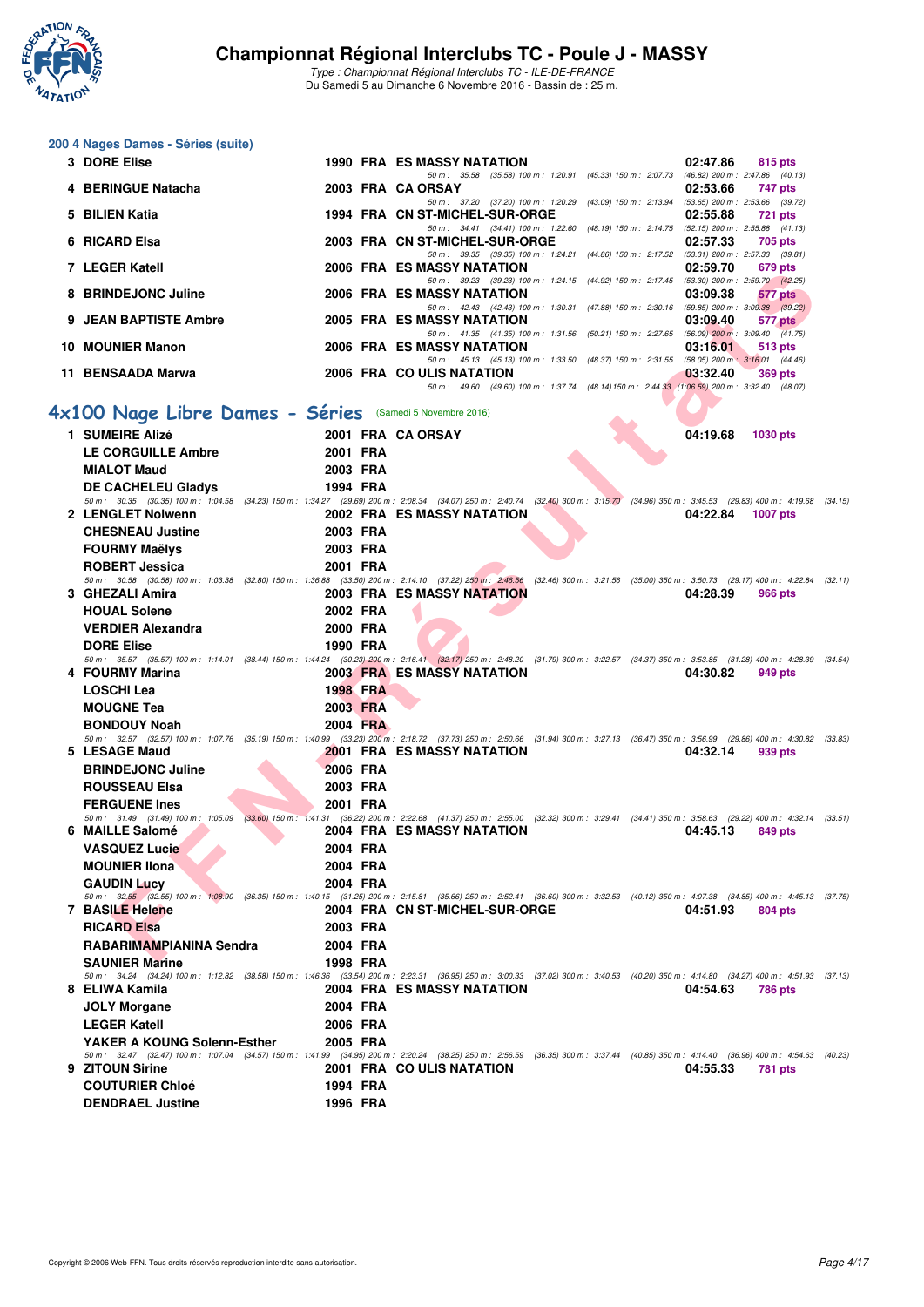# Championnat Régional Interclubs TC - Poule J - MASSY

*Type : Championnat Régional Interclubs TC - ILE-DE-FRANCE*
Du Samedi 5 au Dimanche 6 Novembre 2016 - Bassin de : 25 m.

## 200 4 Nages Dames - Séries (suite)

| Rang | Nom | Année | Nat | Club | Temps | Points |
|---|---|---|---|---|---|---|
| 3 | DORE Elise | 1990 | FRA | ES MASSY NATATION | 02:47.86 | 815 pts |
| | *50 m : 35.58 (35.58) 100 m : 1:20.91 (45.33) 150 m : 2:07.73 (46.82) 200 m : 2:47.86 (40.13)* | | | | | |
| 4 | BERINGUE Natacha | 2003 | FRA | CA ORSAY | 02:53.66 | 747 pts |
| | *50 m : 37.20 (37.20) 100 m : 1:20.29 (43.09) 150 m : 2:13.94 (53.65) 200 m : 2:53.66 (39.72)* | | | | | |
| 5 | BILIEN Katia | 1994 | FRA | CN ST-MICHEL-SUR-ORGE | 02:55.88 | 721 pts |
| | *50 m : 34.41 (34.41) 100 m : 1:22.60 (48.19) 150 m : 2:14.75 (52.15) 200 m : 2:55.88 (41.13)* | | | | | |
| 6 | RICARD Elsa | 2003 | FRA | CN ST-MICHEL-SUR-ORGE | 02:57.33 | 705 pts |
| | *50 m : 39.35 (39.35) 100 m : 1:24.21 (44.86) 150 m : 2:17.52 (53.31) 200 m : 2:57.33 (39.81)* | | | | | |
| 7 | LEGER Katell | 2006 | FRA | ES MASSY NATATION | 02:59.70 | 679 pts |
| | *50 m : 39.23 (39.23) 100 m : 1:24.15 (44.92) 150 m : 2:17.45 (53.30) 200 m : 2:59.70 (42.25)* | | | | | |
| 8 | BRINDEJONC Juline | 2006 | FRA | ES MASSY NATATION | 03:09.38 | 577 pts |
| | *50 m : 42.43 (42.43) 100 m : 1:30.31 (47.88) 150 m : 2:30.16 (59.85) 200 m : 3:09.38 (39.22)* | | | | | |
| 9 | JEAN BAPTISTE Ambre | 2005 | FRA | ES MASSY NATATION | 03:09.40 | 577 pts |
| | *50 m : 41.35 (41.35) 100 m : 1:31.56 (50.21) 150 m : 2:27.65 (56.09) 200 m : 3:09.40 (41.75)* | | | | | |
| 10 | MOUNIER Manon | 2006 | FRA | ES MASSY NATATION | 03:16.01 | 513 pts |
| | *50 m : 45.13 (45.13) 100 m : 1:33.50 (48.37) 150 m : 2:31.55 (58.05) 200 m : 3:16.01 (44.46)* | | | | | |
| 11 | BENSAADA Marwa | 2006 | FRA | CO ULIS NATATION | 03:32.40 | 369 pts |
| | *50 m : 49.60 (49.60) 100 m : 1:37.74 (48.14) 150 m : 2:44.33 (1:06.59) 200 m : 3:32.40 (48.07)* | | | | | |

## 4x100 Nage Libre Dames - Séries (Samedi 5 Novembre 2016)

| Rang | Nom | Année | Nat | Club | Temps | Points |
|---|---|---|---|---|---|---|
| 1 | SUMEIRE Alizé | 2001 | FRA | CA ORSAY | 04:19.68 | 1030 pts |
| | LE CORGUILLE Ambre | 2001 | FRA | | | |
| | MIALOT Maud | 2003 | FRA | | | |
| | DE CACHELEU Gladys | 1994 | FRA | | | |
| | *50 m : 30.35 (30.35) 100 m : 1:04.58 (34.23) 150 m : 1:34.27 (29.69) 200 m : 2:08.34 (34.07) 250 m : 2:40.74 (32.40) 300 m : 3:15.70 (34.96) 350 m : 3:45.53 (29.83) 400 m : 4:19.68 (34.15)* | | | | | |
| 2 | LENGLET Nolwenn | 2002 | FRA | ES MASSY NATATION | 04:22.84 | 1007 pts |
| | CHESNEAU Justine | 2003 | FRA | | | |
| | FOURMY Maëlys | 2003 | FRA | | | |
| | ROBERT Jessica | 2001 | FRA | | | |
| | *50 m : 30.58 (30.58) 100 m : 1:03.38 (32.80) 150 m : 1:36.88 (33.50) 200 m : 2:14.10 (37.22) 250 m : 2:46.56 (32.46) 300 m : 3:21.56 (35.00) 350 m : 3:50.73 (29.17) 400 m : 4:22.84 (32.11)* | | | | | |
| 3 | GHEZALI Amira | 2003 | FRA | ES MASSY NATATION | 04:28.39 | 966 pts |
| | HOUAL Solene | 2002 | FRA | | | |
| | VERDIER Alexandra | 2000 | FRA | | | |
| | DORE Elise | 1990 | FRA | | | |
| | *50 m : 35.57 (35.57) 100 m : 1:14.01 (38.44) 150 m : 1:44.24 (30.23) 200 m : 2:16.41 (32.17) 250 m : 2:48.20 (31.79) 300 m : 3:22.57 (34.37) 350 m : 3:53.85 (31.28) 400 m : 4:28.39 (34.54)* | | | | | |
| 4 | FOURMY Marina | 2003 | FRA | ES MASSY NATATION | 04:30.82 | 949 pts |
| | LOSCHI Lea | 1998 | FRA | | | |
| | MOUGNE Tea | 2003 | FRA | | | |
| | BONDOUY Noah | 2004 | FRA | | | |
| | *50 m : 32.57 (32.57) 100 m : 1:07.76 (35.19) 150 m : 1:40.99 (33.23) 200 m : 2:18.72 (37.73) 250 m : 2:50.66 (31.94) 300 m : 3:27.13 (36.47) 350 m : 3:56.99 (29.86) 400 m : 4:30.82 (33.83)* | | | | | |
| 5 | LESAGE Maud | 2001 | FRA | ES MASSY NATATION | 04:32.14 | 939 pts |
| | BRINDEJONC Juline | 2006 | FRA | | | |
| | ROUSSEAU Elsa | 2003 | FRA | | | |
| | FERGUENE Ines | 2001 | FRA | | | |
| | *50 m : 31.49 (31.49) 100 m : 1:05.09 (33.60) 150 m : 1:41.31 (36.22) 200 m : 2:22.68 (41.37) 250 m : 2:55.00 (32.32) 300 m : 3:29.41 (34.41) 350 m : 3:58.63 (29.22) 400 m : 4:32.14 (33.51)* | | | | | |
| 6 | MAILLE Salomé | 2004 | FRA | ES MASSY NATATION | 04:45.13 | 849 pts |
| | VASQUEZ Lucie | 2004 | FRA | | | |
| | MOUNIER Ilona | 2004 | FRA | | | |
| | GAUDIN Lucy | 2004 | FRA | | | |
| | *50 m : 32.55 (32.55) 100 m : 1:08.90 (36.35) 150 m : 1:40.15 (31.25) 200 m : 2:15.81 (35.66) 250 m : 2:52.41 (36.60) 300 m : 3:32.53 (40.12) 350 m : 4:07.38 (34.85) 400 m : 4:45.13 (37.75)* | | | | | |
| 7 | BASILE Helene | 2004 | FRA | CN ST-MICHEL-SUR-ORGE | 04:51.93 | 804 pts |
| | RICARD Elsa | 2003 | FRA | | | |
| | RABARIMAMPIANINA Sendra | 2004 | FRA | | | |
| | SAUNIER Marine | 1998 | FRA | | | |
| | *50 m : 34.24 (34.24) 100 m : 1:12.82 (38.58) 150 m : 1:46.36 (33.54) 200 m : 2:23.31 (36.95) 250 m : 3:00.33 (37.02) 300 m : 3:40.53 (40.20) 350 m : 4:14.80 (34.27) 400 m : 4:51.93 (37.13)* | | | | | |
| 8 | ELIWA Kamila | 2004 | FRA | ES MASSY NATATION | 04:54.63 | 786 pts |
| | JOLY Morgane | 2004 | FRA | | | |
| | LEGER Katell | 2006 | FRA | | | |
| | YAKER A KOUNG Solenn-Esther | 2005 | FRA | | | |
| | *50 m : 32.47 (32.47) 100 m : 1:07.04 (34.57) 150 m : 1:41.99 (34.95) 200 m : 2:20.24 (38.25) 250 m : 2:56.59 (36.35) 300 m : 3:37.44 (40.85) 350 m : 4:14.40 (36.96) 400 m : 4:54.63 (40.23)* | | | | | |
| 9 | ZITOUN Sirine | 2001 | FRA | CO ULIS NATATION | 04:55.33 | 781 pts |
| | COUTURIER Chloé | 1994 | FRA | | | |
| | DENDRAEL Justine | 1996 | FRA | | | |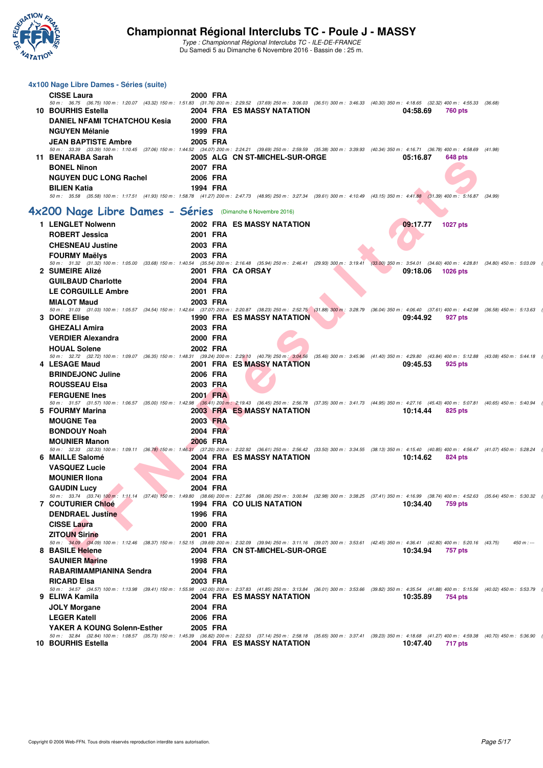# Championnat Régional Interclubs TC - Poule J - MASSY

*Type : Championnat Régional Interclubs TC - ILE-DE-FRANCE*
Du Samedi 5 au Dimanche 6 Novembre 2016 - Bassin de : 25 m.

### 4x100 Nage Libre Dames - Séries (suite)

| | Nom | Année | Nat. | Club | Temps | Points |
|---|---|---|---|---|---|---|
| | CISSE Laura | 2000 | FRA | | | |

50 m : 36.75 (36.75) 100 m : 1:20.07 (43.32) 150 m : 1:51.83 (31.76) 200 m : 2:29.52 (37.69) 250 m : 3:06.03 (36.51) 300 m : 3:46.33 (40.30) 350 m : 4:18.65 (32.32) 400 m : 4:55.33 (36.68)

| | Nom | Année | Nat. | Club | Temps | Points |
|---|---|---|---|---|---|---|
| 10 | BOURHIS Estella | 2004 | FRA | ES MASSY NATATION | 04:58.69 | 760 pts |
| | DANIEL NFAMI TCHATCHOU Kesia | 2000 | FRA | | | |
| | NGUYEN Mélanie | 1999 | FRA | | | |
| | JEAN BAPTISTE Ambre | 2005 | FRA | | | |

50 m : 33.39 (33.39) 100 m : 1:10.45 (37.06) 150 m : 1:44.52 (34.07) 200 m : 2:24.21 (39.69) 250 m : 2:59.59 (35.38) 300 m : 3:39.93 (40.34) 350 m : 4:16.71 (36.78) 400 m : 4:58.69 (41.98)

| | Nom | Année | Nat. | Club | Temps | Points |
|---|---|---|---|---|---|---|
| 11 | BENARABA Sarah | 2005 | ALG | CN ST-MICHEL-SUR-ORGE | 05:16.87 | 648 pts |
| | BONEL Ninon | 2007 | FRA | | | |
| | NGUYEN DUC LONG Rachel | 2006 | FRA | | | |
| | BILIEN Katia | 1994 | FRA | | | |

50 m : 35.58 (35.58) 100 m : 1:17.51 (41.93) 150 m : 1:58.78 (41.27) 200 m : 2:47.73 (48.95) 250 m : 3:27.34 (39.61) 300 m : 4:10.49 (43.15) 350 m : 4:41.88 (31.39) 400 m : 5:16.87 (34.99)

## 4x200 Nage Libre Dames - Séries (Dimanche 6 Novembre 2016)

| | Nom | Année | Nat. | Club | Temps | Points |
|---|---|---|---|---|---|---|
| 1 | LENGLET Nolwenn | 2002 | FRA | ES MASSY NATATION | 09:17.77 | 1027 pts |
| | ROBERT Jessica | 2001 | FRA | | | |
| | CHESNEAU Justine | 2003 | FRA | | | |
| | FOURMY Maëlys | 2003 | FRA | | | |

50 m : 31.32 (31.32) 100 m : 1:05.00 (33.68) 150 m : 1:40.54 (35.54) 200 m : 2:16.48 (35.94) 250 m : 2:46.41 (29.93) 300 m : 3:19.41 (33.00) 350 m : 3:54.01 (34.60) 400 m : 4:28.81 (34.80) 450 m : 5:03.09 (

| | Nom | Année | Nat. | Club | Temps | Points |
|---|---|---|---|---|---|---|
| 2 | SUMEIRE Alizé | 2001 | FRA | CA ORSAY | 09:18.06 | 1026 pts |
| | GUILBAUD Charlotte | 2004 | FRA | | | |
| | LE CORGUILLE Ambre | 2001 | FRA | | | |
| | MIALOT Maud | 2003 | FRA | | | |

50 m : 31.03 (31.03) 100 m : 1:05.57 (34.54) 150 m : 1:42.64 (37.07) 200 m : 2:20.87 (38.23) 250 m : 2:52.75 (31.88) 300 m : 3:28.79 (36.04) 350 m : 4:06.40 (37.61) 400 m : 4:42.98 (36.58) 450 m : 5:13.63 (

| | Nom | Année | Nat. | Club | Temps | Points |
|---|---|---|---|---|---|---|
| 3 | DORE Elise | 1990 | FRA | ES MASSY NATATION | 09:44.92 | 927 pts |
| | GHEZALI Amira | 2003 | FRA | | | |
| | VERDIER Alexandra | 2000 | FRA | | | |
| | HOUAL Solene | 2002 | FRA | | | |

50 m : 32.72 (32.72) 100 m : 1:09.07 (36.35) 150 m : 1:48.31 (39.24) 200 m : 2:29.10 (40.79) 250 m : 3:04.56 (35.46) 300 m : 3:45.96 (41.40) 350 m : 4:29.80 (43.84) 400 m : 5:12.88 (43.08) 450 m : 5:44.18 (

| | Nom | Année | Nat. | Club | Temps | Points |
|---|---|---|---|---|---|---|
| 4 | LESAGE Maud | 2001 | FRA | ES MASSY NATATION | 09:45.53 | 925 pts |
| | BRINDEJONC Juline | 2006 | FRA | | | |
| | ROUSSEAU Elsa | 2003 | FRA | | | |
| | FERGUENE Ines | 2001 | FRA | | | |

50 m : 31.57 (31.57) 100 m : 1:06.57 (35.00) 150 m : 1:42.98 (36.41) 200 m : 2:19.43 (36.45) 250 m : 2:56.78 (37.35) 300 m : 3:41.73 (44.95) 350 m : 4:27.16 (45.43) 400 m : 5:07.81 (40.65) 450 m : 5:40.94 (

| | Nom | Année | Nat. | Club | Temps | Points |
|---|---|---|---|---|---|---|
| 5 | FOURMY Marina | 2003 | FRA | ES MASSY NATATION | 10:14.44 | 825 pts |
| | MOUGNE Tea | 2003 | FRA | | | |
| | BONDOUY Noah | 2004 | FRA | | | |
| | MOUNIER Manon | 2006 | FRA | | | |

50 m : 32.33 (32.33) 100 m : 1:09.11 (36.78) 150 m : 1:46.31 (37.20) 200 m : 2:22.92 (36.61) 250 m : 2:56.42 (33.50) 300 m : 3:34.55 (38.13) 350 m : 4:15.40 (40.85) 400 m : 4:56.47 (41.07) 450 m : 5:28.24 (

| | Nom | Année | Nat. | Club | Temps | Points |
|---|---|---|---|---|---|---|
| 6 | MAILLE Salomé | 2004 | FRA | ES MASSY NATATION | 10:14.62 | 824 pts |
| | VASQUEZ Lucie | 2004 | FRA | | | |
| | MOUNIER Ilona | 2004 | FRA | | | |
| | GAUDIN Lucy | 2004 | FRA | | | |

50 m : 33.74 (33.74) 100 m : 1:11.14 (37.40) 150 m : 1:49.80 (38.66) 200 m : 2:27.86 (38.06) 250 m : 3:00.84 (32.98) 300 m : 3:38.25 (37.41) 350 m : 4:16.99 (38.74) 400 m : 4:52.63 (35.64) 450 m : 5:30.32 (

| | Nom | Année | Nat. | Club | Temps | Points |
|---|---|---|---|---|---|---|
| 7 | COUTURIER Chloé | 1994 | FRA | CO ULIS NATATION | 10:34.40 | 759 pts |
| | DENDRAEL Justine | 1996 | FRA | | | |
| | CISSE Laura | 2000 | FRA | | | |
| | ZITOUN Sirine | 2001 | FRA | | | |

50 m : 34.09 (34.09) 100 m : 1:12.46 (38.37) 150 m : 1:52.15 (39.69) 200 m : 2:32.09 (39.94) 250 m : 3:11.16 (39.07) 300 m : 3:53.61 (42.45) 350 m : 4:36.41 (42.80) 400 m : 5:20.16 (43.75) 450 m : ---

| | Nom | Année | Nat. | Club | Temps | Points |
|---|---|---|---|---|---|---|
| 8 | BASILE Helene | 2004 | FRA | CN ST-MICHEL-SUR-ORGE | 10:34.94 | 757 pts |
| | SAUNIER Marine | 1998 | FRA | | | |
| | RABARIMAMPIANINA Sendra | 2004 | FRA | | | |
| | RICARD Elsa | 2003 | FRA | | | |

50 m : 34.57 (34.57) 100 m : 1:13.98 (39.41) 150 m : 1:55.98 (42.00) 200 m : 2:37.83 (41.85) 250 m : 3:13.84 (36.01) 300 m : 3:53.66 (39.82) 350 m : 4:35.54 (41.88) 400 m : 5:15.56 (40.02) 450 m : 5:53.79 (

| | Nom | Année | Nat. | Club | Temps | Points |
|---|---|---|---|---|---|---|
| 9 | ELIWA Kamila | 2004 | FRA | ES MASSY NATATION | 10:35.89 | 754 pts |
| | JOLY Morgane | 2004 | FRA | | | |
| | LEGER Katell | 2006 | FRA | | | |
| | YAKER A KOUNG Solenn-Esther | 2005 | FRA | | | |

50 m : 32.84 (32.84) 100 m : 1:08.57 (35.73) 150 m : 1:45.39 (36.82) 200 m : 2:22.53 (37.14) 250 m : 2:58.18 (35.65) 300 m : 3:37.41 (39.23) 350 m : 4:18.68 (41.27) 400 m : 4:59.38 (40.70) 450 m : 5:36.90 (

| | Nom | Année | Nat. | Club | Temps | Points |
|---|---|---|---|---|---|---|
| 10 | BOURHIS Estella | 2004 | FRA | ES MASSY NATATION | 10:47.40 | 717 pts |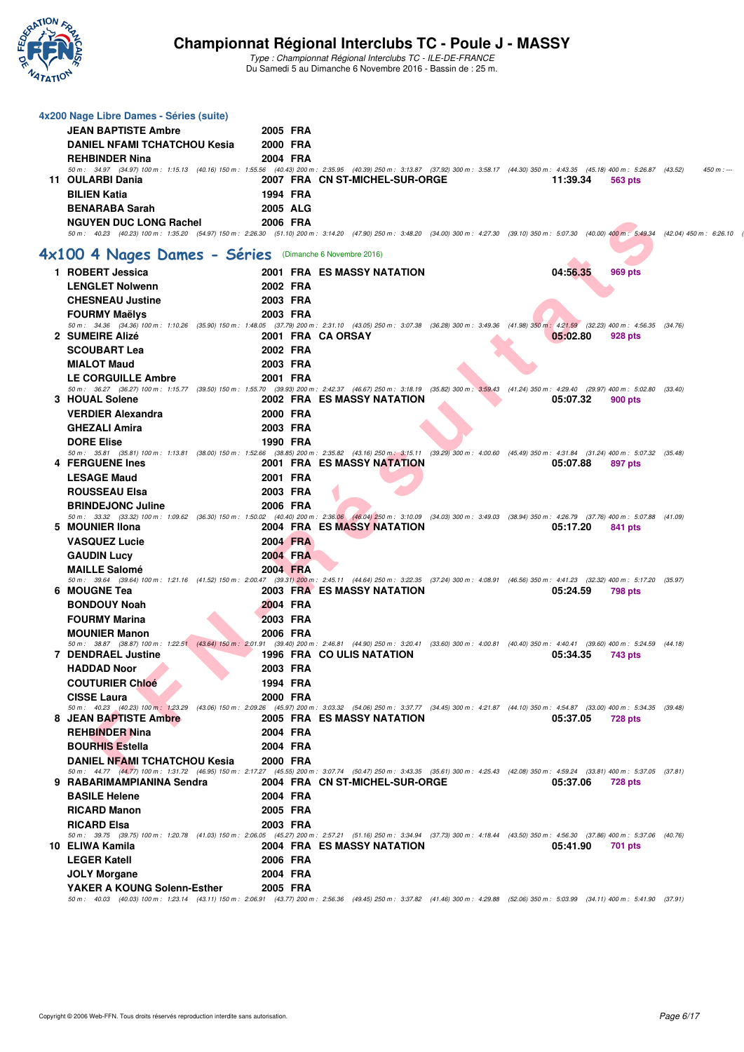## 4x200 Nage Libre Dames - Séries (suite)

| | | | | | |
|---|---|---|---|---|---|
| JEAN BAPTISTE Ambre | 2005 FRA | | | | |
| DANIEL NFAMI TCHATCHOU Kesia | 2000 FRA | | | | |
| REHBINDER Nina | 2004 FRA | | | | |

50 m : 34.97 (34.97) 100 m : 1:15.13 (40.16) 150 m : 1:55.56 (40.43) 200 m : 2:35.95 (40.39) 250 m : 3:13.87 (37.92) 300 m : 3:58.17 (44.30) 350 m : 4:43.35 (45.18) 400 m : 5:26.87 (43.52) 450 m : ---

| Rang | Nom | Année | Club | Temps | Points |
|---|---|---|---|---|---|
| 11 | OULARBI Dania | 2007 FRA | CN ST-MICHEL-SUR-ORGE | 11:39.34 | 563 pts |
| | BILIEN Katia | 1994 FRA | | | |
| | BENARABA Sarah | 2005 ALG | | | |
| | NGUYEN DUC LONG Rachel | 2006 FRA | | | |

50 m : 40.23 (40.23) 100 m : 1:35.20 (54.97) 150 m : 2:26.30 (51.10) 200 m : 3:14.20 (47.90) 250 m : 3:48.20 (34.00) 300 m : 4:27.30 (39.10) 350 m : 5:07.30 (40.00) 400 m : 5:49.34 (42.04) 450 m : 6:26.10

## 4x100 4 Nages Dames - Séries (Dimanche 6 Novembre 2016)

| Rang | Nom | Année | Club | Temps | Points |
|---|---|---|---|---|---|
| 1 | ROBERT Jessica | 2001 FRA | ES MASSY NATATION | 04:56.35 | 969 pts |
| | LENGLET Nolwenn | 2002 FRA | | | |
| | CHESNEAU Justine | 2003 FRA | | | |
| | FOURMY Maëlys | 2003 FRA | | | |
| | 50 m : 34.36 (34.36) 100 m : 1:10.26 (35.90) 150 m : 1:48.05 (37.79) 200 m : 2:31.10 (43.05) 250 m : 3:07.38 (36.28) 300 m : 3:49.36 (41.98) 350 m : 4:21.59 (32.23) 400 m : 4:56.35 (34.76) | | | | |
| 2 | SUMEIRE Alizé | 2001 FRA | CA ORSAY | 05:02.80 | 928 pts |
| | SCOUBART Lea | 2002 FRA | | | |
| | MIALOT Maud | 2003 FRA | | | |
| | LE CORGUILLE Ambre | 2001 FRA | | | |
| | 50 m : 36.27 (36.27) 100 m : 1:15.77 (39.50) 150 m : 1:55.70 (39.93) 200 m : 2:42.37 (46.67) 250 m : 3:18.19 (35.82) 300 m : 3:59.43 (41.24) 350 m : 4:29.40 (29.97) 400 m : 5:02.80 (33.40) | | | | |
| 3 | HOUAL Solene | 2002 FRA | ES MASSY NATATION | 05:07.32 | 900 pts |
| | VERDIER Alexandra | 2000 FRA | | | |
| | GHEZALI Amira | 2003 FRA | | | |
| | DORE Elise | 1990 FRA | | | |
| | 50 m : 35.81 (35.81) 100 m : 1:13.81 (38.00) 150 m : 1:52.66 (38.85) 200 m : 2:35.82 (43.16) 250 m : 3:15.11 (39.29) 300 m : 4:00.60 (45.49) 350 m : 4:31.84 (31.24) 400 m : 5:07.32 (35.48) | | | | |
| 4 | FERGUENE Ines | 2001 FRA | ES MASSY NATATION | 05:07.88 | 897 pts |
| | LESAGE Maud | 2001 FRA | | | |
| | ROUSSEAU Elsa | 2003 FRA | | | |
| | BRINDEJONC Juline | 2006 FRA | | | |
| | 50 m : 33.32 (33.32) 100 m : 1:09.62 (36.30) 150 m : 1:50.02 (40.40) 200 m : 2:36.06 (46.04) 250 m : 3:10.09 (34.03) 300 m : 3:49.03 (38.94) 350 m : 4:26.79 (37.76) 400 m : 5:07.88 (41.09) | | | | |
| 5 | MOUNIER Ilona | 2004 FRA | ES MASSY NATATION | 05:17.20 | 841 pts |
| | VASQUEZ Lucie | 2004 FRA | | | |
| | GAUDIN Lucy | 2004 FRA | | | |
| | MAILLE Salomé | 2004 FRA | | | |
| | 50 m : 39.64 (39.64) 100 m : 1:21.16 (41.52) 150 m : 2:00.47 (39.31) 200 m : 2:45.11 (44.64) 250 m : 3:22.35 (37.24) 300 m : 4:08.91 (46.56) 350 m : 4:41.23 (32.32) 400 m : 5:17.20 (35.97) | | | | |
| 6 | MOUGNE Tea | 2003 FRA | ES MASSY NATATION | 05:24.59 | 798 pts |
| | BONDOUY Noah | 2004 FRA | | | |
| | FOURMY Marina | 2003 FRA | | | |
| | MOUNIER Manon | 2006 FRA | | | |
| | 50 m : 38.87 (38.87) 100 m : 1:22.51 (43.64) 150 m : 2:01.91 (39.40) 200 m : 2:46.81 (44.90) 250 m : 3:20.41 (33.60) 300 m : 4:00.81 (40.40) 350 m : 4:40.41 (39.60) 400 m : 5:24.59 (44.18) | | | | |
| 7 | DENDRAEL Justine | 1996 FRA | CO ULIS NATATION | 05:34.35 | 743 pts |
| | HADDAD Noor | 2003 FRA | | | |
| | COUTURIER Chloé | 1994 FRA | | | |
| | CISSE Laura | 2000 FRA | | | |
| | 50 m : 40.23 (40.23) 100 m : 1:23.29 (43.06) 150 m : 2:09.26 (45.97) 200 m : 3:03.32 (54.06) 250 m : 3:37.77 (34.45) 300 m : 4:21.87 (44.10) 350 m : 4:54.87 (33.00) 400 m : 5:34.35 (39.48) | | | | |
| 8 | JEAN BAPTISTE Ambre | 2005 FRA | ES MASSY NATATION | 05:37.05 | 728 pts |
| | REHBINDER Nina | 2004 FRA | | | |
| | BOURHIS Estella | 2004 FRA | | | |
| | DANIEL NFAMI TCHATCHOU Kesia | 2000 FRA | | | |
| | 50 m : 44.77 (44.77) 100 m : 1:31.72 (46.95) 150 m : 2:17.27 (45.55) 200 m : 3:07.74 (50.47) 250 m : 3:43.35 (35.61) 300 m : 4:25.43 (42.08) 350 m : 4:59.24 (33.81) 400 m : 5:37.05 (37.81) | | | | |
| 9 | RABARIMAMPIANINA Sendra | 2004 FRA | CN ST-MICHEL-SUR-ORGE | 05:37.06 | 728 pts |
| | BASILE Helene | 2004 FRA | | | |
| | RICARD Manon | 2005 FRA | | | |
| | RICARD Elsa | 2003 FRA | | | |
| | 50 m : 39.75 (39.75) 100 m : 1:20.78 (41.03) 150 m : 2:06.05 (45.27) 200 m : 2:57.21 (51.16) 250 m : 3:34.94 (37.73) 300 m : 4:18.44 (43.50) 350 m : 4:56.30 (37.86) 400 m : 5:37.06 (40.76) | | | | |
| 10 | ELIWA Kamila | 2004 FRA | ES MASSY NATATION | 05:41.90 | 701 pts |
| | LEGER Katell | 2006 FRA | | | |
| | JOLY Morgane | 2004 FRA | | | |
| | YAKER A KOUNG Solenn-Esther | 2005 FRA | | | |
| | 50 m : 40.03 (40.03) 100 m : 1:23.14 (43.11) 150 m : 2:06.91 (43.77) 200 m : 2:56.36 (49.45) 250 m : 3:37.82 (41.46) 300 m : 4:29.88 (52.06) 350 m : 5:03.99 (34.11) 400 m : 5:41.90 (37.91) | | | | |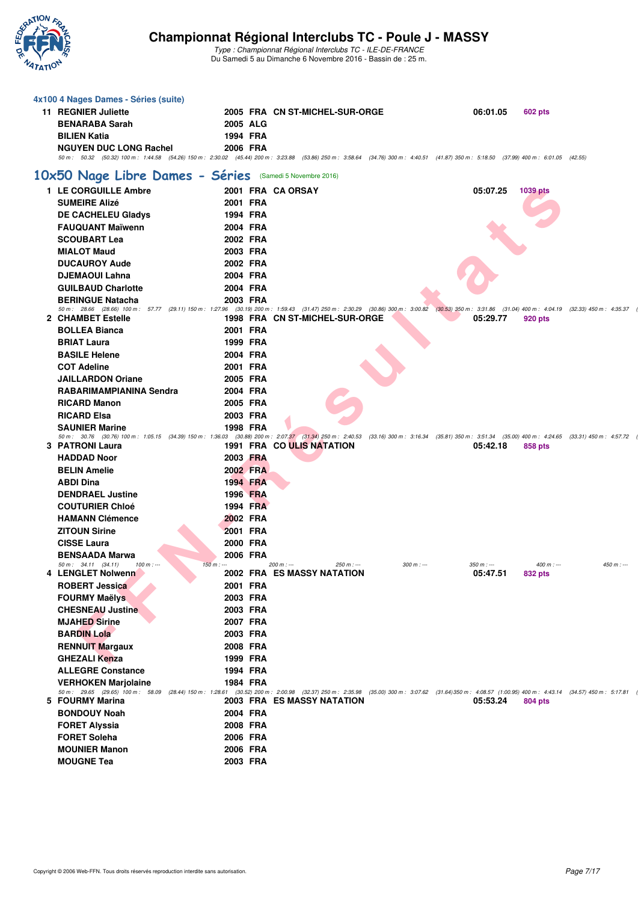# Championnat Régional Interclubs TC - Poule J - MASSY

*Type : Championnat Régional Interclubs TC - ILE-DE-FRANCE*
Du Samedi 5 au Dimanche 6 Novembre 2016 - Bassin de : 25 m.

### 4x100 4 Nages Dames - Séries (suite)

| | Nom | Année | Nat. | Club | Temps | Points |
|---|---|---|---|---|---|---|
| 11 | REGNIER Juliette | 2005 | FRA | CN ST-MICHEL-SUR-ORGE | 06:01.05 | 602 pts |
| | BENARABA Sarah | 2005 | ALG | | | |
| | BILIEN Katia | 1994 | FRA | | | |
| | NGUYEN DUC LONG Rachel | 2006 | FRA | | | |

50 m : 50.32 (50.32) 100 m : 1:44.58 (54.26) 150 m : 2:30.02 (45.44) 200 m : 3:23.88 (53.86) 250 m : 3:58.64 (34.76) 300 m : 4:40.51 (41.87) 350 m : 5:18.50 (37.99) 400 m : 6:01.05 (42.55)

## 10x50 Nage Libre Dames - Séries (Samedi 5 Novembre 2016)

| | Nom | Année | Nat. | Club | Temps | Points |
|---|---|---|---|---|---|---|
| 1 | LE CORGUILLE Ambre | 2001 | FRA | CA ORSAY | 05:07.25 | 1039 pts |
| | SUMEIRE Alizé | 2001 | FRA | | | |
| | DE CACHELEU Gladys | 1994 | FRA | | | |
| | FAUQUANT Maïwenn | 2004 | FRA | | | |
| | SCOUBART Lea | 2002 | FRA | | | |
| | MIALOT Maud | 2003 | FRA | | | |
| | DUCAUROY Aude | 2002 | FRA | | | |
| | DJEMAOUI Lahna | 2004 | FRA | | | |
| | GUILBAUD Charlotte | 2004 | FRA | | | |
| | BERINGUE Natacha | 2003 | FRA | | | |

50 m : 28.66 (28.66) 100 m : 57.77 (29.11) 150 m : 1:27.96 (30.19) 200 m : 1:59.43 (31.47) 250 m : 2:30.29 (30.86) 300 m : 3:00.82 (30.53) 350 m : 3:31.86 (31.04) 400 m : 4:04.19 (32.33) 450 m : 4:35.37 (

| | Nom | Année | Nat. | Club | Temps | Points |
|---|---|---|---|---|---|---|
| 2 | CHAMBET Estelle | 1998 | FRA | CN ST-MICHEL-SUR-ORGE | 05:29.77 | 920 pts |
| | BOLLEA Bianca | 2001 | FRA | | | |
| | BRIAT Laura | 1999 | FRA | | | |
| | BASILE Helene | 2004 | FRA | | | |
| | COT Adeline | 2001 | FRA | | | |
| | JAILLARDON Oriane | 2005 | FRA | | | |
| | RABARIMAMPIANINA Sendra | 2004 | FRA | | | |
| | RICARD Manon | 2005 | FRA | | | |
| | RICARD Elsa | 2003 | FRA | | | |
| | SAUNIER Marine | 1998 | FRA | | | |

50 m : 30.76 (30.76) 100 m : 1:05.15 (34.39) 150 m : 1:36.03 (30.88) 200 m : 2:07.37 (31.34) 250 m : 2:40.53 (33.16) 300 m : 3:16.34 (35.81) 350 m : 3:51.34 (35.00) 400 m : 4:24.65 (33.31) 450 m : 4:57.72 (

| | Nom | Année | Nat. | Club | Temps | Points |
|---|---|---|---|---|---|---|
| 3 | PATRONI Laura | 1991 | FRA | CO ULIS NATATION | 05:42.18 | 858 pts |
| | HADDAD Noor | 2003 | FRA | | | |
| | BELIN Amelie | 2002 | FRA | | | |
| | ABDI Dina | 1994 | FRA | | | |
| | DENDRAEL Justine | 1996 | FRA | | | |
| | COUTURIER Chloé | 1994 | FRA | | | |
| | HAMANN Clémence | 2002 | FRA | | | |
| | ZITOUN Sirine | 2001 | FRA | | | |
| | CISSE Laura | 2000 | FRA | | | |
| | BENSAADA Marwa | 2006 | FRA | | | |

50 m : 34.11 (34.11) 100 m : --- 150 m : --- 200 m : --- 250 m : --- 300 m : --- 350 m : --- 400 m : --- 450 m : ---

| | Nom | Année | Nat. | Club | Temps | Points |
|---|---|---|---|---|---|---|
| 4 | LENGLET Nolwenn | 2002 | FRA | ES MASSY NATATION | 05:47.51 | 832 pts |
| | ROBERT Jessica | 2001 | FRA | | | |
| | FOURMY Maëlys | 2003 | FRA | | | |
| | CHESNEAU Justine | 2003 | FRA | | | |
| | MJAHED Sirine | 2007 | FRA | | | |
| | BARDIN Lola | 2003 | FRA | | | |
| | RENNUIT Margaux | 2008 | FRA | | | |
| | GHEZALI Kenza | 1999 | FRA | | | |
| | ALLEGRE Constance | 1994 | FRA | | | |
| | VERHOKEN Marjolaine | 1984 | FRA | | | |

50 m : 29.65 (29.65) 100 m : 58.09 (28.44) 150 m : 1:28.61 (30.52) 200 m : 2:00.98 (32.37) 250 m : 2:35.98 (35.00) 300 m : 3:07.62 (31.64) 350 m : 4:08.57 (1:00.95) 400 m : 4:43.14 (34.57) 450 m : 5:17.81 (

| | Nom | Année | Nat. | Club | Temps | Points |
|---|---|---|---|---|---|---|
| 5 | FOURMY Marina | 2003 | FRA | ES MASSY NATATION | 05:53.24 | 804 pts |
| | BONDOUY Noah | 2004 | FRA | | | |
| | FORET Alyssia | 2008 | FRA | | | |
| | FORET Soleha | 2006 | FRA | | | |
| | MOUNIER Manon | 2006 | FRA | | | |
| | MOUGNE Tea | 2003 | FRA | | | |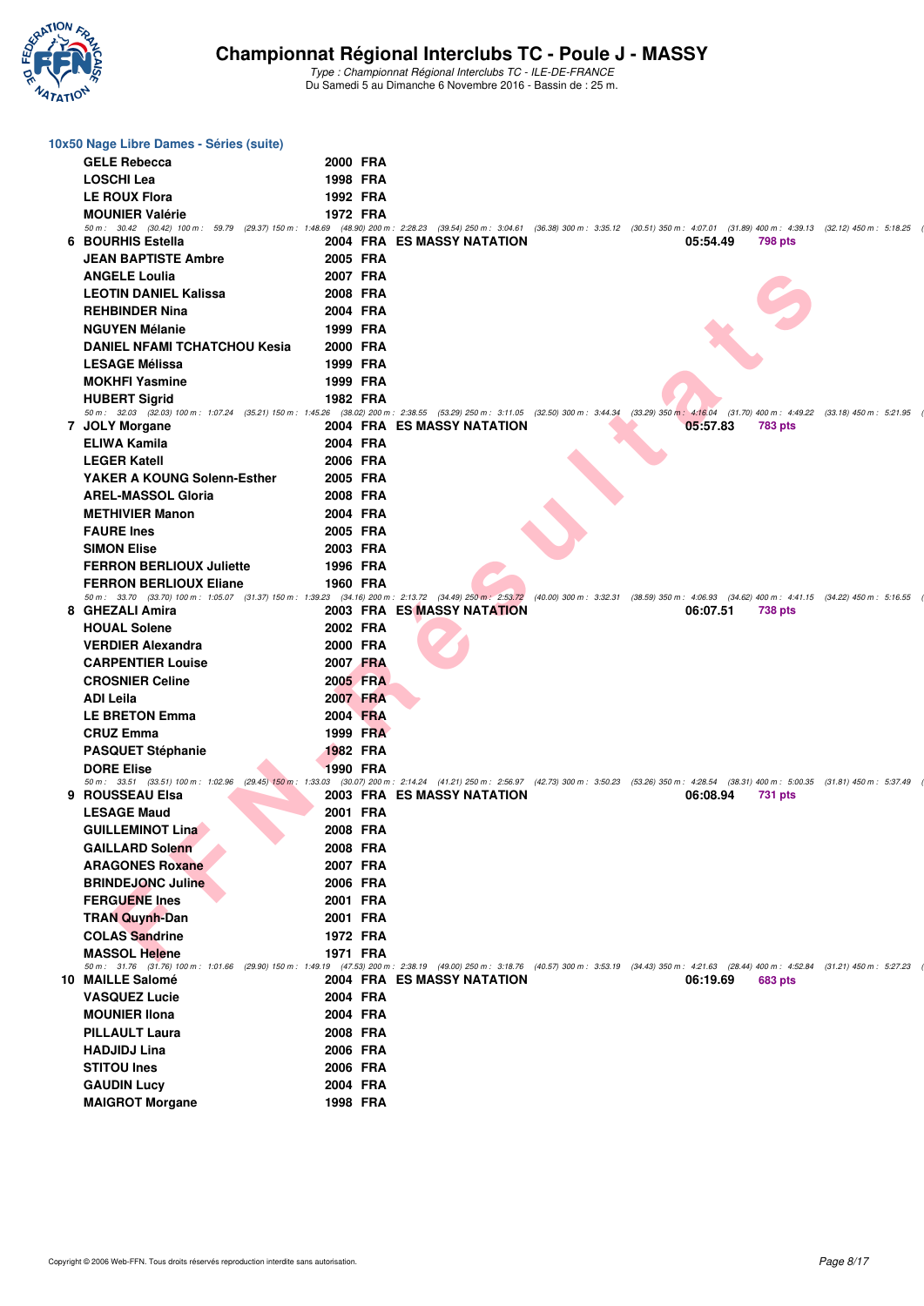# Championnat Régional Interclubs TC - Poule J - MASSY

*Type : Championnat Régional Interclubs TC - ILE-DE-FRANCE*
Du Samedi 5 au Dimanche 6 Novembre 2016 - Bassin de : 25 m.

## 10x50 Nage Libre Dames - Séries (suite)

| | Nom | Année | Nat. | Club | Temps | Points |
|---|---|---|---|---|---|---|
| | GELE Rebecca | 2000 | FRA | | | |
| | LOSCHI Lea | 1998 | FRA | | | |
| | LE ROUX Flora | 1992 | FRA | | | |
| | MOUNIER Valérie | 1972 | FRA | | | |

*50 m : 30.42 (30.42) 100 m : 59.79 (29.37) 150 m : 1:48.69 (48.90) 200 m : 2:28.23 (39.54) 250 m : 3:04.61 (36.38) 300 m : 3:35.12 (30.51) 350 m : 4:07.01 (31.89) 400 m : 4:39.13 (32.12) 450 m : 5:18.25 (*

| | Nom | Année | Nat. | Club | Temps | Points |
|---|---|---|---|---|---|---|
| 6 | BOURHIS Estella | 2004 | FRA | ES MASSY NATATION | 05:54.49 | 798 pts |
| | JEAN BAPTISTE Ambre | 2005 | FRA | | | |
| | ANGELE Loulia | 2007 | FRA | | | |
| | LEOTIN DANIEL Kalissa | 2008 | FRA | | | |
| | REHBINDER Nina | 2004 | FRA | | | |
| | NGUYEN Mélanie | 1999 | FRA | | | |
| | DANIEL NFAMI TCHATCHOU Kesia | 2000 | FRA | | | |
| | LESAGE Mélissa | 1999 | FRA | | | |
| | MOKHFI Yasmine | 1999 | FRA | | | |
| | HUBERT Sigrid | 1982 | FRA | | | |

*50 m : 32.03 (32.03) 100 m : 1:07.24 (35.21) 150 m : 1:45.26 (38.02) 200 m : 2:38.55 (53.29) 250 m : 3:11.05 (32.50) 300 m : 3:44.34 (33.29) 350 m : 4:16.04 (31.70) 400 m : 4:49.22 (33.18) 450 m : 5:21.95 (*

| | Nom | Année | Nat. | Club | Temps | Points |
|---|---|---|---|---|---|---|
| 7 | JOLY Morgane | 2004 | FRA | ES MASSY NATATION | 05:57.83 | 783 pts |
| | ELIWA Kamila | 2004 | FRA | | | |
| | LEGER Katell | 2006 | FRA | | | |
| | YAKER A KOUNG Solenn-Esther | 2005 | FRA | | | |
| | AREL-MASSOL Gloria | 2008 | FRA | | | |
| | METHIVIER Manon | 2004 | FRA | | | |
| | FAURE Ines | 2005 | FRA | | | |
| | SIMON Elise | 2003 | FRA | | | |
| | FERRON BERLIOUX Juliette | 1996 | FRA | | | |
| | FERRON BERLIOUX Eliane | 1960 | FRA | | | |

*50 m : 33.70 (33.70) 100 m : 1:05.07 (31.37) 150 m : 1:39.23 (34.16) 200 m : 2:13.72 (34.49) 250 m : 2:53.72 (40.00) 300 m : 3:32.31 (38.59) 350 m : 4:06.93 (34.62) 400 m : 4:41.15 (34.22) 450 m : 5:16.55 (*

| | Nom | Année | Nat. | Club | Temps | Points |
|---|---|---|---|---|---|---|
| 8 | GHEZALI Amira | 2003 | FRA | ES MASSY NATATION | 06:07.51 | 738 pts |
| | HOUAL Solene | 2002 | FRA | | | |
| | VERDIER Alexandra | 2000 | FRA | | | |
| | CARPENTIER Louise | 2007 | FRA | | | |
| | CROSNIER Celine | 2005 | FRA | | | |
| | ADI Leila | 2007 | FRA | | | |
| | LE BRETON Emma | 2004 | FRA | | | |
| | CRUZ Emma | 1999 | FRA | | | |
| | PASQUET Stéphanie | 1982 | FRA | | | |
| | DORE Elise | 1990 | FRA | | | |

*50 m : 33.51 (33.51) 100 m : 1:02.96 (29.45) 150 m : 1:33.03 (30.07) 200 m : 2:14.24 (41.21) 250 m : 2:56.97 (42.73) 300 m : 3:50.23 (53.26) 350 m : 4:28.54 (38.31) 400 m : 5:00.35 (31.81) 450 m : 5:37.49 (*

| | Nom | Année | Nat. | Club | Temps | Points |
|---|---|---|---|---|---|---|
| 9 | ROUSSEAU Elsa | 2003 | FRA | ES MASSY NATATION | 06:08.94 | 731 pts |
| | LESAGE Maud | 2001 | FRA | | | |
| | GUILLEMINOT Lina | 2008 | FRA | | | |
| | GAILLARD Solenn | 2008 | FRA | | | |
| | ARAGONES Roxane | 2007 | FRA | | | |
| | BRINDEJONC Juline | 2006 | FRA | | | |
| | FERGUENE Ines | 2001 | FRA | | | |
| | TRAN Quynh-Dan | 2001 | FRA | | | |
| | COLAS Sandrine | 1972 | FRA | | | |
| | MASSOL Helene | 1971 | FRA | | | |

*50 m : 31.76 (31.76) 100 m : 1:01.66 (29.90) 150 m : 1:49.19 (47.53) 200 m : 2:38.19 (49.00) 250 m : 3:18.76 (40.57) 300 m : 3:53.19 (34.43) 350 m : 4:21.63 (28.44) 400 m : 4:52.84 (31.21) 450 m : 5:27.23 (*

| | Nom | Année | Nat. | Club | Temps | Points |
|---|---|---|---|---|---|---|
| 10 | MAILLE Salomé | 2004 | FRA | ES MASSY NATATION | 06:19.69 | 683 pts |
| | VASQUEZ Lucie | 2004 | FRA | | | |
| | MOUNIER Ilona | 2004 | FRA | | | |
| | PILLAULT Laura | 2008 | FRA | | | |
| | HADJIDJ Lina | 2006 | FRA | | | |
| | STITOU Ines | 2006 | FRA | | | |
| | GAUDIN Lucy | 2004 | FRA | | | |
| | MAIGROT Morgane | 1998 | FRA | | | |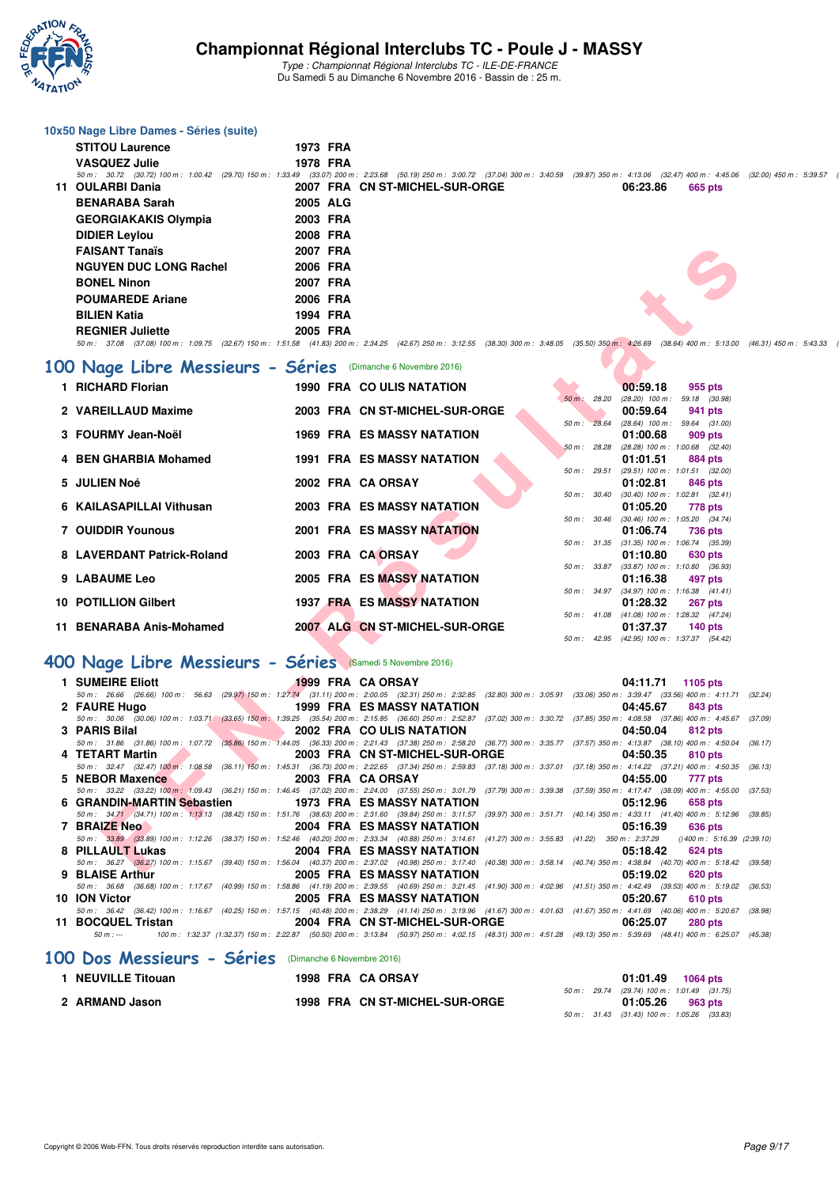## 10x50 Nage Libre Dames - Séries (suite)

| | Nom | Année | Nat. | Club | Temps | Points |
|---|---|---|---|---|---|---|
| | STITOU Laurence | 1973 | FRA | | | |
| | VASQUEZ Julie | 1978 | FRA | | | |

50 m : 30.72 (30.72) 100 m : 1:00.42 (29.70) 150 m : 1:33.49 (33.07) 200 m : 2:23.68 (50.19) 250 m : 3:00.72 (37.04) 300 m : 3:40.59 (39.87) 350 m : 4:13.06 (32.47) 400 m : 4:45.06 (32.00) 450 m : 5:39.57

| | Nom | Année | Nat. | Club | Temps | Points |
|---|---|---|---|---|---|---|
| 11 | OULARBI Dania | 2007 | FRA | CN ST-MICHEL-SUR-ORGE | 06:23.86 | 665 pts |
| | BENARABA Sarah | 2005 | ALG | | | |
| | GEORGIAKAKIS Olympia | 2003 | FRA | | | |
| | DIDIER Leylou | 2008 | FRA | | | |
| | FAISANT Tanaïs | 2007 | FRA | | | |
| | NGUYEN DUC LONG Rachel | 2006 | FRA | | | |
| | BONEL Ninon | 2007 | FRA | | | |
| | POUMAREDE Ariane | 2006 | FRA | | | |
| | BILIEN Katia | 1994 | FRA | | | |
| | REGNIER Juliette | 2005 | FRA | | | |

50 m : 37.08 (37.08) 100 m : 1:09.75 (32.67) 150 m : 1:51.58 (41.83) 200 m : 2:34.25 (42.67) 250 m : 3:12.55 (38.30) 300 m : 3:48.05 (35.50) 350 m : 4:26.69 (38.64) 400 m : 5:13.00 (46.31) 450 m : 5:43.33

## 100 Nage Libre Messieurs - Séries (Dimanche 6 Novembre 2016)

| | Nom | Année | Nat. | Club | Temps | Points | Intermédiaires |
|---|---|---|---|---|---|---|---|
| 1 | RICHARD Florian | 1990 | FRA | CO ULIS NATATION | 00:59.18 | 955 pts | 50 m : 28.20 (28.20) 100 m : 59.18 (30.98) |
| 2 | VAREILLAUD Maxime | 2003 | FRA | CN ST-MICHEL-SUR-ORGE | 00:59.64 | 941 pts | 50 m : 28.64 (28.64) 100 m : 59.64 (31.00) |
| 3 | FOURMY Jean-Noël | 1969 | FRA | ES MASSY NATATION | 01:00.68 | 909 pts | 50 m : 28.28 (28.28) 100 m : 1:00.68 (32.40) |
| 4 | BEN GHARBIA Mohamed | 1991 | FRA | ES MASSY NATATION | 01:01.51 | 884 pts | 50 m : 29.51 (29.51) 100 m : 1:01.51 (32.00) |
| 5 | JULIEN Noé | 2002 | FRA | CA ORSAY | 01:02.81 | 846 pts | 50 m : 30.40 (30.40) 100 m : 1:02.81 (32.41) |
| 6 | KAILASAPILLAI Vithusan | 2003 | FRA | ES MASSY NATATION | 01:05.20 | 778 pts | 50 m : 30.46 (30.46) 100 m : 1:05.20 (34.74) |
| 7 | OUIDDIR Younous | 2001 | FRA | ES MASSY NATATION | 01:06.74 | 736 pts | 50 m : 31.35 (31.35) 100 m : 1:06.74 (35.39) |
| 8 | LAVERDANT Patrick-Roland | 2003 | FRA | CA ORSAY | 01:10.80 | 630 pts | 50 m : 33.87 (33.87) 100 m : 1:10.80 (36.93) |
| 9 | LABAUME Leo | 2005 | FRA | ES MASSY NATATION | 01:16.38 | 497 pts | 50 m : 34.97 (34.97) 100 m : 1:16.38 (41.41) |
| 10 | POTILLION Gilbert | 1937 | FRA | ES MASSY NATATION | 01:28.32 | 267 pts | 50 m : 41.08 (41.08) 100 m : 1:28.32 (47.24) |
| 11 | BENARABA Anis-Mohamed | 2007 | ALG | CN ST-MICHEL-SUR-ORGE | 01:37.37 | 140 pts | 50 m : 42.95 (42.95) 100 m : 1:37.37 (54.42) |

## 400 Nage Libre Messieurs - Séries (Samedi 5 Novembre 2016)

| | Nom | Année | Nat. | Club | Temps | Points |
|---|---|---|---|---|---|---|
| 1 | SUMEIRE Eliott | 1999 | FRA | CA ORSAY | 04:11.71 | 1105 pts |
| | 50 m : 26.66 (26.66) 100 m : 56.63 (29.97) 150 m : 1:27.74 (31.11) 200 m : 2:00.05 (32.31) 250 m : 2:32.85 (32.80) 300 m : 3:05.91 (33.06) 350 m : 3:39.47 (33.56) 400 m : 4:11.71 (32.24) | | | | | |
| 2 | FAURE Hugo | 1999 | FRA | ES MASSY NATATION | 04:45.67 | 843 pts |
| | 50 m : 30.06 (30.06) 100 m : 1:03.71 (33.65) 150 m : 1:39.25 (35.54) 200 m : 2:15.85 (36.60) 250 m : 2:52.87 (37.02) 300 m : 3:30.72 (37.85) 350 m : 4:08.58 (37.86) 400 m : 4:45.67 (37.09) | | | | | |
| 3 | PARIS Bilal | 2002 | FRA | CO ULIS NATATION | 04:50.04 | 812 pts |
| | 50 m : 31.86 (31.86) 100 m : 1:07.72 (35.86) 150 m : 1:44.05 (36.33) 200 m : 2:21.43 (37.38) 250 m : 2:58.20 (36.77) 300 m : 3:35.77 (37.57) 350 m : 4:13.87 (38.10) 400 m : 4:50.04 (36.17) | | | | | |
| 4 | TETART Martin | 2003 | FRA | CN ST-MICHEL-SUR-ORGE | 04:50.35 | 810 pts |
| | 50 m : 32.47 (32.47) 100 m : 1:08.58 (36.11) 150 m : 1:45.31 (36.73) 200 m : 2:22.65 (37.34) 250 m : 2:59.83 (37.18) 300 m : 3:37.01 (37.18) 350 m : 4:14.22 (37.21) 400 m : 4:50.35 (36.13) | | | | | |
| 5 | NEBOR Maxence | 2003 | FRA | CA ORSAY | 04:55.00 | 777 pts |
| | 50 m : 33.22 (33.22) 100 m : 1:09.43 (36.21) 150 m : 1:46.45 (37.02) 200 m : 2:24.00 (37.55) 250 m : 3:01.79 (37.79) 300 m : 3:39.38 (37.59) 350 m : 4:17.47 (38.09) 400 m : 4:55.00 (37.53) | | | | | |
| 6 | GRANDIN-MARTIN Sebastien | 1973 | FRA | ES MASSY NATATION | 05:12.96 | 658 pts |
| | 50 m : 34.71 (34.71) 100 m : 1:13.13 (38.42) 150 m : 1:51.76 (38.63) 200 m : 2:31.60 (39.84) 250 m : 3:11.57 (39.97) 300 m : 3:51.71 (40.14) 350 m : 4:33.11 (41.40) 400 m : 5:12.96 (39.85) | | | | | |
| 7 | BRAIZE Neo | 2004 | FRA | ES MASSY NATATION | 05:16.39 | 636 pts |
| | 50 m : 33.89 (33.89) 100 m : 1:12.26 (38.37) 150 m : 1:52.46 (40.20) 200 m : 2:33.34 (40.88) 250 m : 3:14.61 (41.27) 300 m : 3:55.83 (41.22) 350 m : 2:37.29 () 400 m : 5:16.39 (2:39.10) | | | | | |
| 8 | PILLAULT Lukas | 2004 | FRA | ES MASSY NATATION | 05:18.42 | 624 pts |
| | 50 m : 36.27 (36.27) 100 m : 1:15.67 (39.40) 150 m : 1:56.04 (40.37) 200 m : 2:37.02 (40.98) 250 m : 3:17.40 (40.38) 300 m : 3:58.14 (40.74) 350 m : 4:38.84 (40.70) 400 m : 5:18.42 (39.58) | | | | | |
| 9 | BLAISE Arthur | 2005 | FRA | ES MASSY NATATION | 05:19.02 | 620 pts |
| | 50 m : 36.68 (36.68) 100 m : 1:17.67 (40.99) 150 m : 1:58.86 (41.19) 200 m : 2:39.55 (40.69) 250 m : 3:21.45 (41.90) 300 m : 4:02.96 (41.51) 350 m : 4:42.49 (39.53) 400 m : 5:19.02 (36.53) | | | | | |
| 10 | ION Victor | 2005 | FRA | ES MASSY NATATION | 05:20.67 | 610 pts |
| | 50 m : 36.42 (36.42) 100 m : 1:16.67 (40.25) 150 m : 1:57.15 (40.48) 200 m : 2:38.29 (41.14) 250 m : 3:19.96 (41.67) 300 m : 4:01.63 (41.67) 350 m : 4:41.69 (40.06) 400 m : 5:20.67 (38.98) | | | | | |
| 11 | BOCQUEL Tristan | 2004 | FRA | CN ST-MICHEL-SUR-ORGE | 06:25.07 | 280 pts |
| | 50 m : --- 100 m : 1:32.37 (1:32.37) 150 m : 2:22.87 (50.50) 200 m : 3:13.84 (50.97) 250 m : 4:02.15 (48.31) 300 m : 4:51.28 (49.13) 350 m : 5:39.69 (48.41) 400 m : 6:25.07 (45.38) | | | | | |

## 100 Dos Messieurs - Séries (Dimanche 6 Novembre 2016)

| | Nom | Année | Nat. | Club | Temps | Points | Intermédiaires |
|---|---|---|---|---|---|---|---|
| 1 | NEUVILLE Titouan | 1998 | FRA | CA ORSAY | 01:01.49 | 1064 pts | 50 m : 29.74 (29.74) 100 m : 1:01.49 (31.75) |
| 2 | ARMAND Jason | 1998 | FRA | CN ST-MICHEL-SUR-ORGE | 01:05.26 | 963 pts | 50 m : 31.43 (31.43) 100 m : 1:05.26 (33.83) |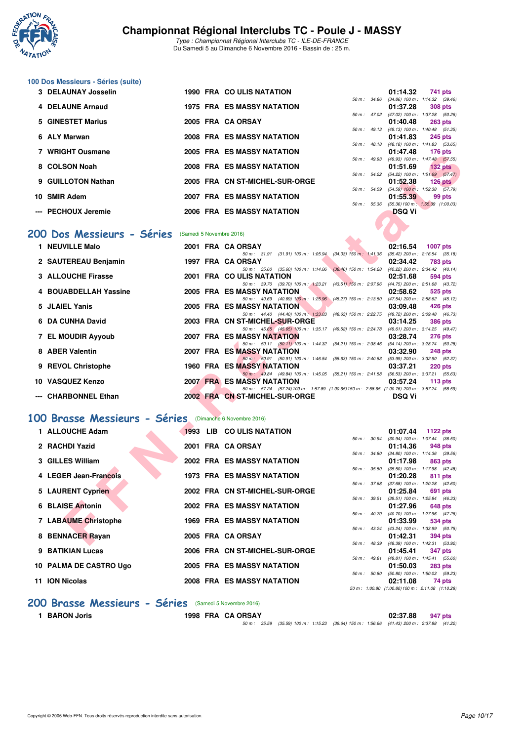# Championnat Régional Interclubs TC - Poule J - MASSY

*Type : Championnat Régional Interclubs TC - ILE-DE-FRANCE*
Du Samedi 5 au Dimanche 6 Novembre 2016 - Bassin de : 25 m.

### 100 Dos Messieurs - Séries (suite)

| Pl. | Nom | Année | Nat. | Club | Temps | Points | Splits |
|---|---|---|---|---|---|---|---|
| 3 | DELAUNAY Josselin | 1990 | FRA | CO ULIS NATATION | 01:14.32 | 741 pts | 50 m : 34.86 (34.86) 100 m : 1:14.32 (39.46) |
| 4 | DELAUNE Arnaud | 1975 | FRA | ES MASSY NATATION | 01:37.28 | 308 pts | 50 m : 47.02 (47.02) 100 m : 1:37.28 (50.26) |
| 5 | GINESTET Marius | 2005 | FRA | CA ORSAY | 01:40.48 | 263 pts | 50 m : 49.13 (49.13) 100 m : 1:40.48 (51.35) |
| 6 | ALY Marwan | 2008 | FRA | ES MASSY NATATION | 01:41.83 | 245 pts | 50 m : 48.18 (48.18) 100 m : 1:41.83 (53.65) |
| 7 | WRIGHT Ousmane | 2005 | FRA | ES MASSY NATATION | 01:47.48 | 176 pts | 50 m : 49.93 (49.93) 100 m : 1:47.48 (57.55) |
| 8 | COLSON Noah | 2008 | FRA | ES MASSY NATATION | 01:51.69 | 132 pts | 50 m : 54.22 (54.22) 100 m : 1:51.69 (57.47) |
| 9 | GUILLOTON Nathan | 2005 | FRA | CN ST-MICHEL-SUR-ORGE | 01:52.38 | 126 pts | 50 m : 54.59 (54.59) 100 m : 1:52.38 (57.79) |
| 10 | SMIR Adem | 2007 | FRA | ES MASSY NATATION | 01:55.39 | 99 pts | 50 m : 55.36 (55.36) 100 m : 1:55.39 (1:00.03) |
| --- | PECHOUX Jeremie | 2006 | FRA | ES MASSY NATATION | DSQ Vi | | |

## 200 Dos Messieurs - Séries (Samedi 5 Novembre 2016)

| Pl. | Nom | Année | Nat. | Club | Temps | Points | Splits |
|---|---|---|---|---|---|---|---|
| 1 | NEUVILLE Malo | 2001 | FRA | CA ORSAY | 02:16.54 | 1007 pts | 50 m : 31.91 (31.91) 100 m : 1:05.94 (34.03) 150 m : 1:41.36 (35.42) 200 m : 2:16.54 (35.18) |
| 2 | SAUTEREAU Benjamin | 1997 | FRA | CA ORSAY | 02:34.42 | 783 pts | 50 m : 35.60 (35.60) 100 m : 1:14.06 (38.46) 150 m : 1:54.28 (40.22) 200 m : 2:34.42 (40.14) |
| 3 | ALLOUCHE Firasse | 2001 | FRA | CO ULIS NATATION | 02:51.68 | 594 pts | 50 m : 39.70 (39.70) 100 m : 1:23.21 (43.51) 150 m : 2:07.96 (44.75) 200 m : 2:51.68 (43.72) |
| 4 | BOUABDELLAH Yassine | 2005 | FRA | ES MASSY NATATION | 02:58.62 | 525 pts | 50 m : 40.69 (40.69) 100 m : 1:25.96 (45.27) 150 m : 2:13.50 (47.54) 200 m : 2:58.62 (45.12) |
| 5 | JLAIEL Yanis | 2005 | FRA | ES MASSY NATATION | 03:09.48 | 426 pts | 50 m : 44.40 (44.40) 100 m : 1:33.03 (48.63) 150 m : 2:22.75 (49.72) 200 m : 3:09.48 (46.73) |
| 6 | DA CUNHA David | 2003 | FRA | CN ST-MICHEL-SUR-ORGE | 03:14.25 | 386 pts | 50 m : 45.65 (45.65) 100 m : 1:35.17 (49.52) 150 m : 2:24.78 (49.61) 200 m : 3:14.25 (49.47) |
| 7 | EL MOUDIR Ayyoub | 2007 | FRA | ES MASSY NATATION | 03:28.74 | 276 pts | 50 m : 50.11 (50.11) 100 m : 1:44.32 (54.21) 150 m : 2:38.46 (54.14) 200 m : 3:28.74 (50.28) |
| 8 | ABER Valentin | 2007 | FRA | ES MASSY NATATION | 03:32.90 | 248 pts | 50 m : 50.91 (50.91) 100 m : 1:46.54 (55.63) 150 m : 2:40.53 (53.99) 200 m : 3:32.90 (52.37) |
| 9 | REVOL Christophe | 1960 | FRA | ES MASSY NATATION | 03:37.21 | 220 pts | 50 m : 49.84 (49.84) 100 m : 1:45.05 (55.21) 150 m : 2:41.58 (56.53) 200 m : 3:37.21 (55.63) |
| 10 | VASQUEZ Kenzo | 2007 | FRA | ES MASSY NATATION | 03:57.24 | 113 pts | 50 m : 57.24 (57.24) 100 m : 1:57.89 (1:00.65) 150 m : 2:58.65 (1:00.76) 200 m : 3:57.24 (58.59) |
| --- | CHARBONNEL Ethan | 2002 | FRA | CN ST-MICHEL-SUR-ORGE | DSQ Vi | | |

## 100 Brasse Messieurs - Séries (Dimanche 6 Novembre 2016)

| Pl. | Nom | Année | Nat. | Club | Temps | Points | Splits |
|---|---|---|---|---|---|---|---|
| 1 | ALLOUCHE Adam | 1993 | LIB | CO ULIS NATATION | 01:07.44 | 1122 pts | 50 m : 30.94 (30.94) 100 m : 1:07.44 (36.50) |
| 2 | RACHDI Yazid | 2001 | FRA | CA ORSAY | 01:14.36 | 948 pts | 50 m : 34.80 (34.80) 100 m : 1:14.36 (39.56) |
| 3 | GILLES William | 2002 | FRA | ES MASSY NATATION | 01:17.98 | 863 pts | 50 m : 35.50 (35.50) 100 m : 1:17.98 (42.48) |
| 4 | LEGER Jean-Francois | 1973 | FRA | ES MASSY NATATION | 01:20.28 | 811 pts | 50 m : 37.68 (37.68) 100 m : 1:20.28 (42.60) |
| 5 | LAURENT Cyprien | 2002 | FRA | CN ST-MICHEL-SUR-ORGE | 01:25.84 | 691 pts | 50 m : 39.51 (39.51) 100 m : 1:25.84 (46.33) |
| 6 | BLAISE Antonin | 2002 | FRA | ES MASSY NATATION | 01:27.96 | 648 pts | 50 m : 40.70 (40.70) 100 m : 1:27.96 (47.26) |
| 7 | LABAUME Christophe | 1969 | FRA | ES MASSY NATATION | 01:33.99 | 534 pts | 50 m : 43.24 (43.24) 100 m : 1:33.99 (50.75) |
| 8 | BENNACER Rayan | 2005 | FRA | CA ORSAY | 01:42.31 | 394 pts | 50 m : 48.39 (48.39) 100 m : 1:42.31 (53.92) |
| 9 | BATIKIAN Lucas | 2006 | FRA | CN ST-MICHEL-SUR-ORGE | 01:45.41 | 347 pts | 50 m : 49.81 (49.81) 100 m : 1:45.41 (55.60) |
| 10 | PALMA DE CASTRO Ugo | 2005 | FRA | ES MASSY NATATION | 01:50.03 | 283 pts | 50 m : 50.80 (50.80) 100 m : 1:50.03 (59.23) |
| 11 | ION Nicolas | 2008 | FRA | ES MASSY NATATION | 02:11.08 | 74 pts | 50 m : 1:00.80 (1:00.80) 100 m : 2:11.08 (1:10.28) |

## 200 Brasse Messieurs - Séries (Samedi 5 Novembre 2016)

| Pl. | Nom | Année | Nat. | Club | Temps | Points | Splits |
|---|---|---|---|---|---|---|---|
| 1 | BARON Joris | 1998 | FRA | CA ORSAY | 02:37.88 | 947 pts | 50 m : 35.59 (35.59) 100 m : 1:15.23 (39.64) 150 m : 1:56.66 (41.43) 200 m : 2:37.88 (41.22) |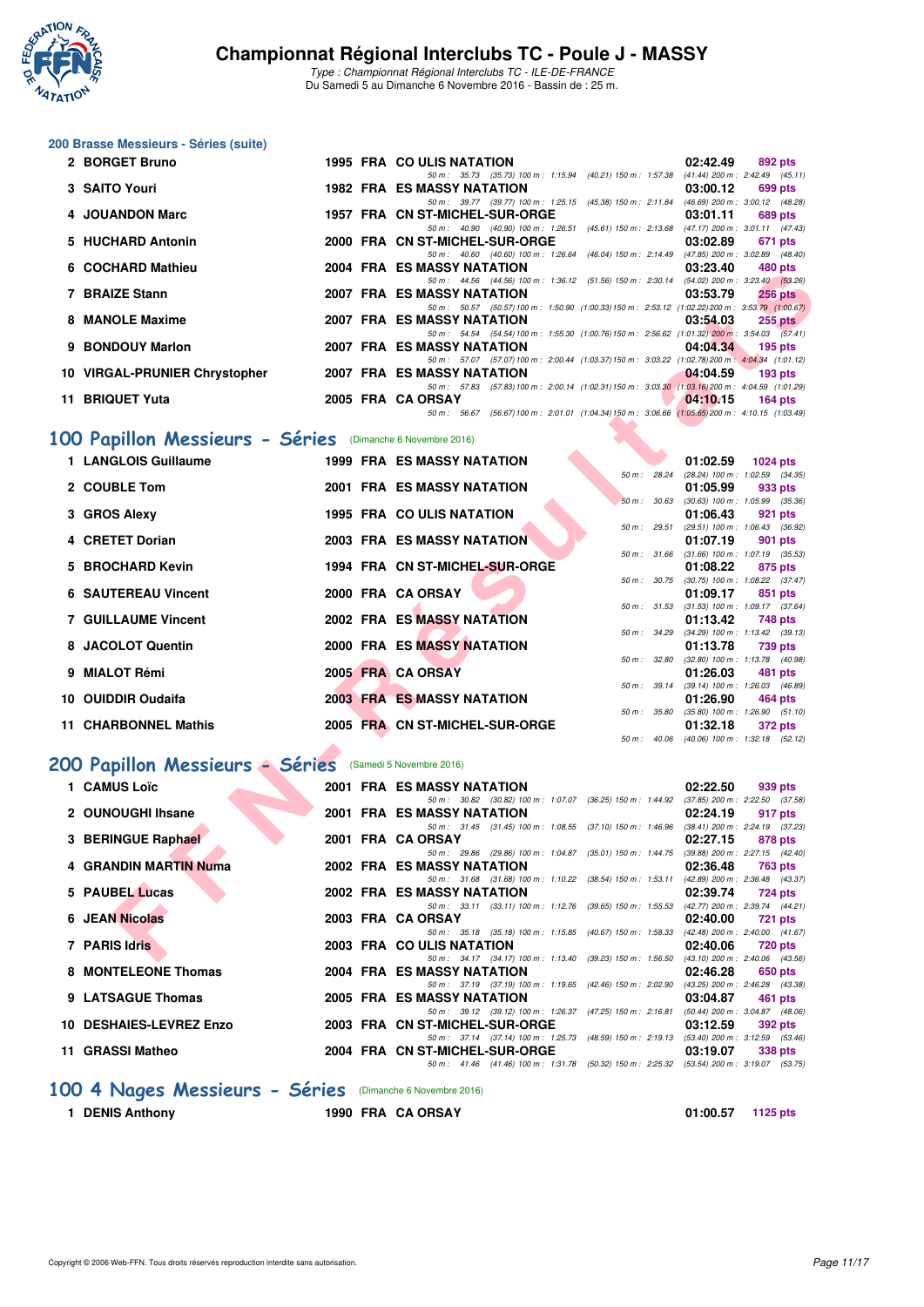### 200 Brasse Messieurs - Séries (suite)

| Rang | Nom | Année | Nat | Club | Temps | Points |
|---|---|---|---|---|---|---|
| 2 | BORGET Bruno | 1995 | FRA | CO ULIS NATATION | 02:42.49 | 892 pts |
| | 50 m : 35.73 (35.73) 100 m : 1:15.94 (40.21) 150 m : 1:57.38 (41.44) 200 m : 2:42.49 (45.11) | | | | | |
| 3 | SAITO Youri | 1982 | FRA | ES MASSY NATATION | 03:00.12 | 699 pts |
| | 50 m : 39.77 (39.77) 100 m : 1:25.15 (45.38) 150 m : 2:11.84 (46.69) 200 m : 3:00.12 (48.28) | | | | | |
| 4 | JOUANDON Marc | 1957 | FRA | CN ST-MICHEL-SUR-ORGE | 03:01.11 | 689 pts |
| | 50 m : 40.90 (40.90) 100 m : 1:26.51 (45.61) 150 m : 2:13.68 (47.17) 200 m : 3:01.11 (47.43) | | | | | |
| 5 | HUCHARD Antonin | 2000 | FRA | CN ST-MICHEL-SUR-ORGE | 03:02.89 | 671 pts |
| | 50 m : 40.60 (40.60) 100 m : 1:26.64 (46.04) 150 m : 2:14.49 (47.85) 200 m : 3:02.89 (48.40) | | | | | |
| 6 | COCHARD Mathieu | 2004 | FRA | ES MASSY NATATION | 03:23.40 | 480 pts |
| | 50 m : 44.56 (44.56) 100 m : 1:36.12 (51.56) 150 m : 2:30.14 (54.02) 200 m : 3:23.40 (53.26) | | | | | |
| 7 | BRAIZE Stann | 2007 | FRA | ES MASSY NATATION | 03:53.79 | 256 pts |
| | 50 m : 50.57 (50.57) 100 m : 1:50.90 (1:00.33) 150 m : 2:53.12 (1:02.22) 200 m : 3:53.79 (1:00.67) | | | | | |
| 8 | MANOLE Maxime | 2007 | FRA | ES MASSY NATATION | 03:54.03 | 255 pts |
| | 50 m : 54.54 (54.54) 100 m : 1:55.30 (1:00.76) 150 m : 2:56.62 (1:01.32) 200 m : 3:54.03 (57.41) | | | | | |
| 9 | BONDOUY Marlon | 2007 | FRA | ES MASSY NATATION | 04:04.34 | 195 pts |
| | 50 m : 57.07 (57.07) 100 m : 2:00.44 (1:03.37) 150 m : 3:03.22 (1:02.78) 200 m : 4:04.34 (1:01.12) | | | | | |
| 10 | VIRGAL-PRUNIER Chrystopher | 2007 | FRA | ES MASSY NATATION | 04:04.59 | 193 pts |
| | 50 m : 57.83 (57.83) 100 m : 2:00.14 (1:02.31) 150 m : 3:03.30 (1:03.16) 200 m : 4:04.59 (1:01.29) | | | | | |
| 11 | BRIQUET Yuta | 2005 | FRA | CA ORSAY | 04:10.15 | 164 pts |
| | 50 m : 56.67 (56.67) 100 m : 2:01.01 (1:04.34) 150 m : 3:06.66 (1:05.65) 200 m : 4:10.15 (1:03.49) | | | | | |

## 100 Papillon Messieurs - Séries (Dimanche 6 Novembre 2016)

| Rang | Nom | Année | Nat | Club | Temps | Points |
|---|---|---|---|---|---|---|
| 1 | LANGLOIS Guillaume | 1999 | FRA | ES MASSY NATATION | 01:02.59 | 1024 pts |
| | 50 m : 28.24 (28.24) 100 m : 1:02.59 (34.35) | | | | | |
| 2 | COUBLE Tom | 2001 | FRA | ES MASSY NATATION | 01:05.99 | 933 pts |
| | 50 m : 30.63 (30.63) 100 m : 1:05.99 (35.36) | | | | | |
| 3 | GROS Alexy | 1995 | FRA | CO ULIS NATATION | 01:06.43 | 921 pts |
| | 50 m : 29.51 (29.51) 100 m : 1:06.43 (36.92) | | | | | |
| 4 | CRETET Dorian | 2003 | FRA | ES MASSY NATATION | 01:07.19 | 901 pts |
| | 50 m : 31.66 (31.66) 100 m : 1:07.19 (35.53) | | | | | |
| 5 | BROCHARD Kevin | 1994 | FRA | CN ST-MICHEL-SUR-ORGE | 01:08.22 | 875 pts |
| | 50 m : 30.75 (30.75) 100 m : 1:08.22 (37.47) | | | | | |
| 6 | SAUTEREAU Vincent | 2000 | FRA | CA ORSAY | 01:09.17 | 851 pts |
| | 50 m : 31.53 (31.53) 100 m : 1:09.17 (37.64) | | | | | |
| 7 | GUILLAUME Vincent | 2002 | FRA | ES MASSY NATATION | 01:13.42 | 748 pts |
| | 50 m : 34.29 (34.29) 100 m : 1:13.42 (39.13) | | | | | |
| 8 | JACOLOT Quentin | 2000 | FRA | ES MASSY NATATION | 01:13.78 | 739 pts |
| | 50 m : 32.80 (32.80) 100 m : 1:13.78 (40.98) | | | | | |
| 9 | MIALOT Rémi | 2005 | FRA | CA ORSAY | 01:26.03 | 481 pts |
| | 50 m : 39.14 (39.14) 100 m : 1:26.03 (46.89) | | | | | |
| 10 | OUIDDIR Oudaifa | 2003 | FRA | ES MASSY NATATION | 01:26.90 | 464 pts |
| | 50 m : 35.80 (35.80) 100 m : 1:26.90 (51.10) | | | | | |
| 11 | CHARBONNEL Mathis | 2005 | FRA | CN ST-MICHEL-SUR-ORGE | 01:32.18 | 372 pts |
| | 50 m : 40.06 (40.06) 100 m : 1:32.18 (52.12) | | | | | |

## 200 Papillon Messieurs - Séries (Samedi 5 Novembre 2016)

| Rang | Nom | Année | Nat | Club | Temps | Points |
|---|---|---|---|---|---|---|
| 1 | CAMUS Loïc | 2001 | FRA | ES MASSY NATATION | 02:22.50 | 939 pts |
| | 50 m : 30.82 (30.82) 100 m : 1:07.07 (36.25) 150 m : 1:44.92 (37.85) 200 m : 2:22.50 (37.58) | | | | | |
| 2 | OUNOUGHI Ihsane | 2001 | FRA | ES MASSY NATATION | 02:24.19 | 917 pts |
| | 50 m : 31.45 (31.45) 100 m : 1:08.55 (37.10) 150 m : 1:46.96 (38.41) 200 m : 2:24.19 (37.23) | | | | | |
| 3 | BERINGUE Raphael | 2001 | FRA | CA ORSAY | 02:27.15 | 878 pts |
| | 50 m : 29.86 (29.86) 100 m : 1:04.87 (35.01) 150 m : 1:44.75 (39.88) 200 m : 2:27.15 (42.40) | | | | | |
| 4 | GRANDIN MARTIN Numa | 2002 | FRA | ES MASSY NATATION | 02:36.48 | 763 pts |
| | 50 m : 31.68 (31.68) 100 m : 1:10.22 (38.54) 150 m : 1:53.11 (42.89) 200 m : 2:36.48 (43.37) | | | | | |
| 5 | PAUBEL Lucas | 2002 | FRA | ES MASSY NATATION | 02:39.74 | 724 pts |
| | 50 m : 33.11 (33.11) 100 m : 1:12.76 (39.65) 150 m : 1:55.53 (42.77) 200 m : 2:39.74 (44.21) | | | | | |
| 6 | JEAN Nicolas | 2003 | FRA | CA ORSAY | 02:40.00 | 721 pts |
| | 50 m : 35.18 (35.18) 100 m : 1:15.85 (40.67) 150 m : 1:58.33 (42.48) 200 m : 2:40.00 (41.67) | | | | | |
| 7 | PARIS Idris | 2003 | FRA | CO ULIS NATATION | 02:40.06 | 720 pts |
| | 50 m : 34.17 (34.17) 100 m : 1:13.40 (39.23) 150 m : 1:56.50 (43.10) 200 m : 2:40.06 (43.56) | | | | | |
| 8 | MONTELEONE Thomas | 2004 | FRA | ES MASSY NATATION | 02:46.28 | 650 pts |
| | 50 m : 37.19 (37.19) 100 m : 1:19.65 (42.46) 150 m : 2:02.90 (43.25) 200 m : 2:46.28 (43.38) | | | | | |
| 9 | LATSAGUE Thomas | 2005 | FRA | ES MASSY NATATION | 03:04.87 | 461 pts |
| | 50 m : 39.12 (39.12) 100 m : 1:26.37 (47.25) 150 m : 2:16.81 (50.44) 200 m : 3:04.87 (48.06) | | | | | |
| 10 | DESHAIES-LEVREZ Enzo | 2003 | FRA | CN ST-MICHEL-SUR-ORGE | 03:12.59 | 392 pts |
| | 50 m : 37.14 (37.14) 100 m : 1:25.73 (48.59) 150 m : 2:19.13 (53.40) 200 m : 3:12.59 (53.46) | | | | | |
| 11 | GRASSI Matheo | 2004 | FRA | CN ST-MICHEL-SUR-ORGE | 03:19.07 | 338 pts |
| | 50 m : 41.46 (41.46) 100 m : 1:31.78 (50.32) 150 m : 2:25.32 (53.54) 200 m : 3:19.07 (53.75) | | | | | |

## 100 4 Nages Messieurs - Séries (Dimanche 6 Novembre 2016)

| Rang | Nom | Année | Nat | Club | Temps | Points |
|---|---|---|---|---|---|---|
| 1 | DENIS Anthony | 1990 | FRA | CA ORSAY | 01:00.57 | 1125 pts |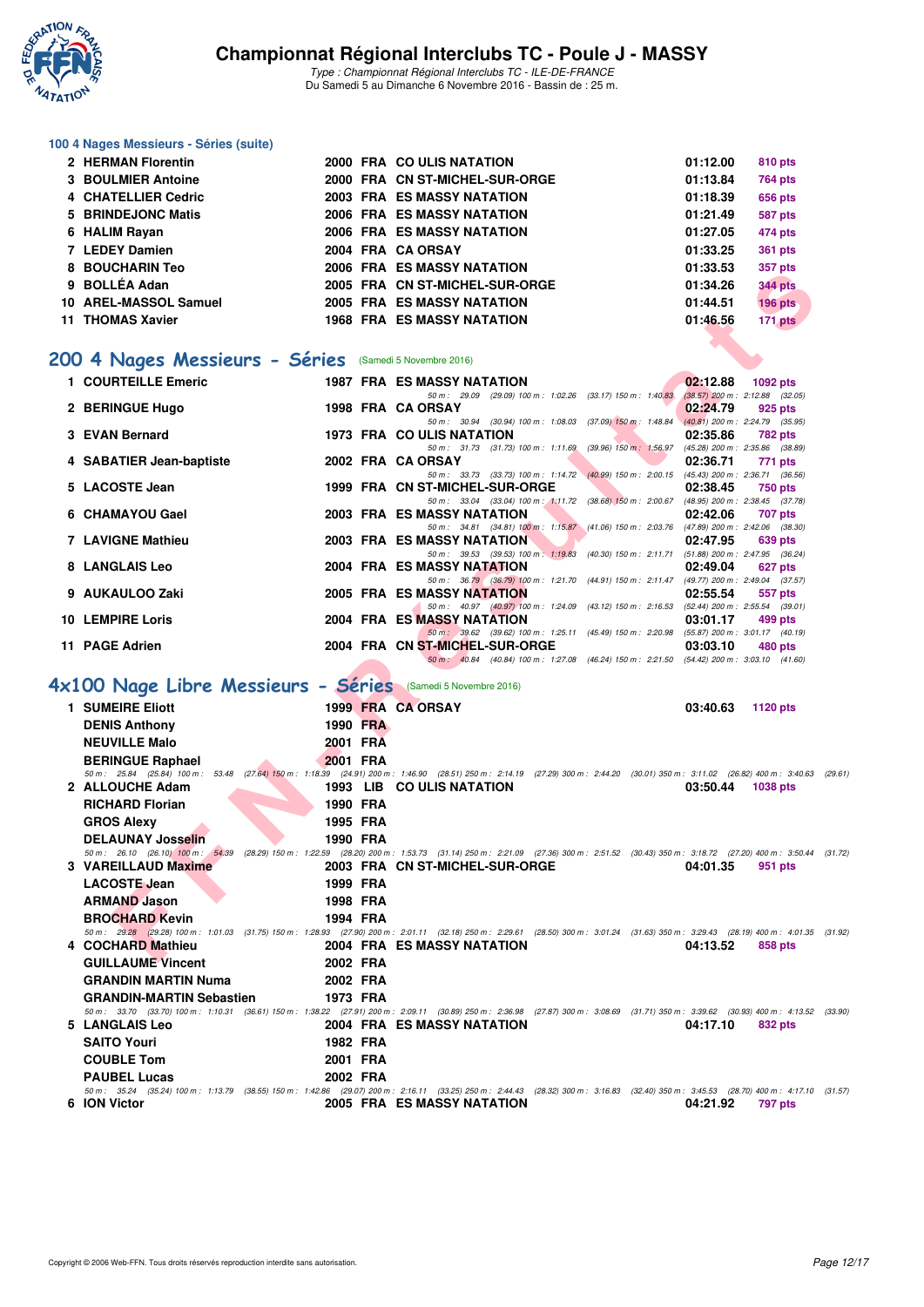# Championnat Régional Interclubs TC - Poule J - MASSY

*Type : Championnat Régional Interclubs TC - ILE-DE-FRANCE*
Du Samedi 5 au Dimanche 6 Novembre 2016 - Bassin de : 25 m.

### 100 4 Nages Messieurs - Séries (suite)

| | | | | | | |
|---|---|---|---|---|---|---|
| 2 | HERMAN Florentin | 2000 | FRA | CO ULIS NATATION | 01:12.00 | 810 pts |
| 3 | BOULMIER Antoine | 2000 | FRA | CN ST-MICHEL-SUR-ORGE | 01:13.84 | 764 pts |
| 4 | CHATELLIER Cedric | 2003 | FRA | ES MASSY NATATION | 01:18.39 | 656 pts |
| 5 | BRINDEJONC Matis | 2006 | FRA | ES MASSY NATATION | 01:21.49 | 587 pts |
| 6 | HALIM Rayan | 2006 | FRA | ES MASSY NATATION | 01:27.05 | 474 pts |
| 7 | LEDEY Damien | 2004 | FRA | CA ORSAY | 01:33.25 | 361 pts |
| 8 | BOUCHARIN Teo | 2006 | FRA | ES MASSY NATATION | 01:33.53 | 357 pts |
| 9 | BOLLÉA Adan | 2005 | FRA | CN ST-MICHEL-SUR-ORGE | 01:34.26 | 344 pts |
| 10 | AREL-MASSOL Samuel | 2005 | FRA | ES MASSY NATATION | 01:44.51 | 196 pts |
| 11 | THOMAS Xavier | 1968 | FRA | ES MASSY NATATION | 01:46.56 | 171 pts |

## 200 4 Nages Messieurs - Séries (Samedi 5 Novembre 2016)

| | | | | | | |
|---|---|---|---|---|---|---|
| 1 | COURTEILLE Emeric | 1987 | FRA | ES MASSY NATATION | 02:12.88 | 1092 pts |
| | 50 m : 29.09 (29.09) 100 m : 1:02.26 (33.17) 150 m : 1:40.83 (38.57) 200 m : 2:12.88 (32.05) | | | | | |
| 2 | BERINGUE Hugo | 1998 | FRA | CA ORSAY | 02:24.79 | 925 pts |
| | 50 m : 30.94 (30.94) 100 m : 1:08.03 (37.09) 150 m : 1:48.84 (40.81) 200 m : 2:24.79 (35.95) | | | | | |
| 3 | EVAN Bernard | 1973 | FRA | CO ULIS NATATION | 02:35.86 | 782 pts |
| | 50 m : 31.73 (31.73) 100 m : 1:11.69 (39.96) 150 m : 1:56.97 (45.28) 200 m : 2:35.86 (38.89) | | | | | |
| 4 | SABATIER Jean-baptiste | 2002 | FRA | CA ORSAY | 02:36.71 | 771 pts |
| | 50 m : 33.73 (33.73) 100 m : 1:14.72 (40.99) 150 m : 2:00.15 (45.43) 200 m : 2:36.71 (36.56) | | | | | |
| 5 | LACOSTE Jean | 1999 | FRA | CN ST-MICHEL-SUR-ORGE | 02:38.45 | 750 pts |
| | 50 m : 33.04 (33.04) 100 m : 1:11.72 (38.68) 150 m : 2:00.67 (48.95) 200 m : 2:38.45 (37.78) | | | | | |
| 6 | CHAMAYOU Gael | 2003 | FRA | ES MASSY NATATION | 02:42.06 | 707 pts |
| | 50 m : 34.81 (34.81) 100 m : 1:15.87 (41.06) 150 m : 2:03.76 (47.89) 200 m : 2:42.06 (38.30) | | | | | |
| 7 | LAVIGNE Mathieu | 2003 | FRA | ES MASSY NATATION | 02:47.95 | 639 pts |
| | 50 m : 39.53 (39.53) 100 m : 1:19.83 (40.30) 150 m : 2:11.71 (51.88) 200 m : 2:47.95 (36.24) | | | | | |
| 8 | LANGLAIS Leo | 2004 | FRA | ES MASSY NATATION | 02:49.04 | 627 pts |
| | 50 m : 36.79 (36.79) 100 m : 1:21.70 (44.91) 150 m : 2:11.47 (49.77) 200 m : 2:49.04 (37.57) | | | | | |
| 9 | AUKAULOO Zaki | 2005 | FRA | ES MASSY NATATION | 02:55.54 | 557 pts |
| | 50 m : 40.97 (40.97) 100 m : 1:24.09 (43.12) 150 m : 2:16.53 (52.44) 200 m : 2:55.54 (39.01) | | | | | |
| 10 | LEMPIRE Loris | 2004 | FRA | ES MASSY NATATION | 03:01.17 | 499 pts |
| | 50 m : 39.62 (39.62) 100 m : 1:25.11 (45.49) 150 m : 2:20.98 (55.87) 200 m : 3:01.17 (40.19) | | | | | |
| 11 | PAGE Adrien | 2004 | FRA | CN ST-MICHEL-SUR-ORGE | 03:03.10 | 480 pts |
| | 50 m : 40.84 (40.84) 100 m : 1:27.08 (46.24) 150 m : 2:21.50 (54.42) 200 m : 3:03.10 (41.60) | | | | | |

## 4x100 Nage Libre Messieurs - Séries (Samedi 5 Novembre 2016)

| | | | | | | |
|---|---|---|---|---|---|---|
| 1 | SUMEIRE Eliott | 1999 | FRA | CA ORSAY | 03:40.63 | 1120 pts |
| | DENIS Anthony | 1990 | FRA | | | |
| | NEUVILLE Malo | 2001 | FRA | | | |
| | BERINGUE Raphael | 2001 | FRA | | | |
| | 50 m : 25.84 (25.84) 100 m : 53.48 (27.64) 150 m : 1:18.39 (24.91) 200 m : 1:46.90 (28.51) 250 m : 2:14.19 (27.29) 300 m : 2:44.20 (30.01) 350 m : 3:11.02 (26.82) 400 m : 3:40.63 (29.61) | | | | | |
| 2 | ALLOUCHE Adam | 1993 | LIB | CO ULIS NATATION | 03:50.44 | 1038 pts |
| | RICHARD Florian | 1990 | FRA | | | |
| | GROS Alexy | 1995 | FRA | | | |
| | DELAUNAY Josselin | 1990 | FRA | | | |
| | 50 m : 26.10 (26.10) 100 m : 54.39 (28.29) 150 m : 1:22.59 (28.20) 200 m : 1:53.73 (31.14) 250 m : 2:21.09 (27.36) 300 m : 2:51.52 (30.43) 350 m : 3:18.72 (27.20) 400 m : 3:50.44 (31.72) | | | | | |
| 3 | VAREILLAUD Maxime | 2003 | FRA | CN ST-MICHEL-SUR-ORGE | 04:01.35 | 951 pts |
| | LACOSTE Jean | 1999 | FRA | | | |
| | ARMAND Jason | 1998 | FRA | | | |
| | BROCHARD Kevin | 1994 | FRA | | | |
| | 50 m : 29.28 (29.28) 100 m : 1:01.03 (31.75) 150 m : 1:28.93 (27.90) 200 m : 2:01.11 (32.18) 250 m : 2:29.61 (28.50) 300 m : 3:01.24 (31.63) 350 m : 3:29.43 (28.19) 400 m : 4:01.35 (31.92) | | | | | |
| 4 | COCHARD Mathieu | 2004 | FRA | ES MASSY NATATION | 04:13.52 | 858 pts |
| | GUILLAUME Vincent | 2002 | FRA | | | |
| | GRANDIN MARTIN Numa | 2002 | FRA | | | |
| | GRANDIN-MARTIN Sebastien | 1973 | FRA | | | |
| | 50 m : 33.70 (33.70) 100 m : 1:10.31 (36.61) 150 m : 1:38.22 (27.91) 200 m : 2:09.11 (30.89) 250 m : 2:36.98 (27.87) 300 m : 3:08.69 (31.71) 350 m : 3:39.62 (30.93) 400 m : 4:13.52 (33.90) | | | | | |
| 5 | LANGLAIS Leo | 2004 | FRA | ES MASSY NATATION | 04:17.10 | 832 pts |
| | SAITO Youri | 1982 | FRA | | | |
| | COUBLE Tom | 2001 | FRA | | | |
| | PAUBEL Lucas | 2002 | FRA | | | |
| | 50 m : 35.24 (35.24) 100 m : 1:13.79 (38.55) 150 m : 1:42.86 (29.07) 200 m : 2:16.11 (33.25) 250 m : 2:44.43 (28.32) 300 m : 3:16.83 (32.40) 350 m : 3:45.53 (28.70) 400 m : 4:17.10 (31.57) | | | | | |
| 6 | ION Victor | 2005 | FRA | ES MASSY NATATION | 04:21.92 | 797 pts |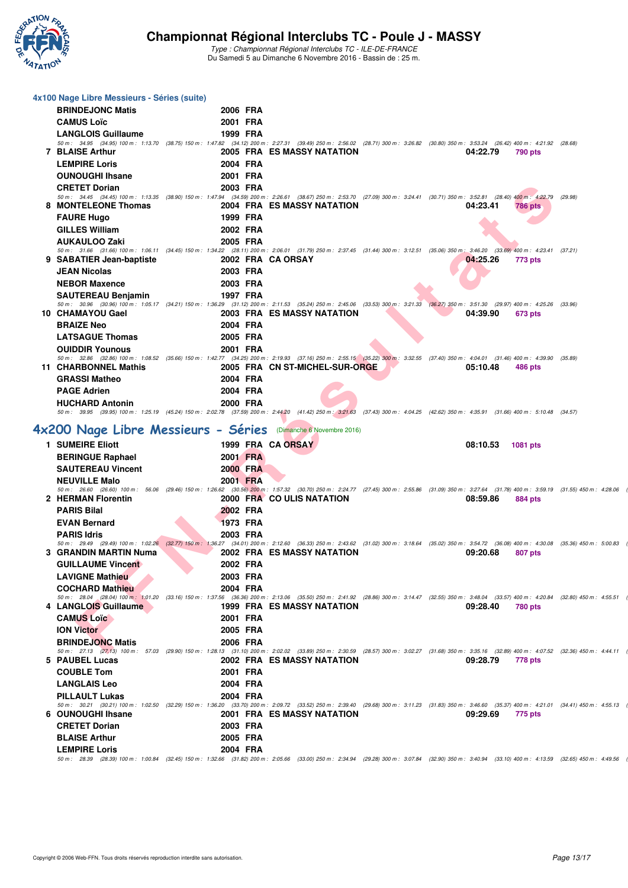## 4x100 Nage Libre Messieurs - Séries (suite)

| | Nom | Année | Nat | Club | Temps | Points |
|---|---|---|---|---|---|---|
| | BRINDEJONC Matis | 2006 | FRA | | | |
| | CAMUS Loïc | 2001 | FRA | | | |
| | LANGLOIS Guillaume | 1999 | FRA | | | |

50 m : 34.95 (34.95) 100 m : 1:13.70 (38.75) 150 m : 1:47.82 (34.12) 200 m : 2:27.31 (39.49) 250 m : 2:56.02 (28.71) 300 m : 3:26.82 (30.80) 350 m : 3:53.24 (26.42) 400 m : 4:21.92 (28.68)

| | Nom | Année | Nat | Club | Temps | Points |
|---|---|---|---|---|---|---|
| 7 | BLAISE Arthur | 2005 | FRA | ES MASSY NATATION | 04:22.79 | 790 pts |
| | LEMPIRE Loris | 2004 | FRA | | | |
| | OUNOUGHI Ihsane | 2001 | FRA | | | |
| | CRETET Dorian | 2003 | FRA | | | |

50 m : 34.45 (34.45) 100 m : 1:13.35 (38.90) 150 m : 1:47.94 (34.59) 200 m : 2:26.61 (38.67) 250 m : 2:53.70 (27.09) 300 m : 3:24.41 (30.71) 350 m : 3:52.81 (28.40) 400 m : 4:22.79 (29.98)

| | Nom | Année | Nat | Club | Temps | Points |
|---|---|---|---|---|---|---|
| 8 | MONTELEONE Thomas | 2004 | FRA | ES MASSY NATATION | 04:23.41 | 786 pts |
| | FAURE Hugo | 1999 | FRA | | | |
| | GILLES William | 2002 | FRA | | | |
| | AUKAULOO Zaki | 2005 | FRA | | | |

50 m : 31.66 (31.66) 100 m : 1:06.11 (34.45) 150 m : 1:34.22 (28.11) 200 m : 2:06.01 (31.79) 250 m : 2:37.45 (31.44) 300 m : 3:12.51 (35.06) 350 m : 3:46.20 (33.69) 400 m : 4:23.41 (37.21)

| | Nom | Année | Nat | Club | Temps | Points |
|---|---|---|---|---|---|---|
| 9 | SABATIER Jean-baptiste | 2002 | FRA | CA ORSAY | 04:25.26 | 773 pts |
| | JEAN Nicolas | 2003 | FRA | | | |
| | NEBOR Maxence | 2003 | FRA | | | |
| | SAUTEREAU Benjamin | 1997 | FRA | | | |

50 m : 30.96 (30.96) 100 m : 1:05.17 (34.21) 150 m : 1:36.29 (31.12) 200 m : 2:11.53 (35.24) 250 m : 2:45.06 (33.53) 300 m : 3:21.33 (36.27) 350 m : 3:51.30 (29.97) 400 m : 4:25.26 (33.96)

| | Nom | Année | Nat | Club | Temps | Points |
|---|---|---|---|---|---|---|
| 10 | CHAMAYOU Gael | 2003 | FRA | ES MASSY NATATION | 04:39.90 | 673 pts |
| | BRAIZE Neo | 2004 | FRA | | | |
| | LATSAGUE Thomas | 2005 | FRA | | | |
| | OUIDDIR Younous | 2001 | FRA | | | |

50 m : 32.86 (32.86) 100 m : 1:08.52 (35.66) 150 m : 1:42.77 (34.25) 200 m : 2:19.93 (37.16) 250 m : 2:55.15 (35.22) 300 m : 3:32.55 (37.40) 350 m : 4:04.01 (31.46) 400 m : 4:39.90 (35.89)

| | Nom | Année | Nat | Club | Temps | Points |
|---|---|---|---|---|---|---|
| 11 | CHARBONNEL Mathis | 2005 | FRA | CN ST-MICHEL-SUR-ORGE | 05:10.48 | 486 pts |
| | GRASSI Matheo | 2004 | FRA | | | |
| | PAGE Adrien | 2004 | FRA | | | |
| | HUCHARD Antonin | 2000 | FRA | | | |

50 m : 39.95 (39.95) 100 m : 1:25.19 (45.24) 150 m : 2:02.78 (37.59) 200 m : 2:44.20 (41.42) 250 m : 3:21.63 (37.43) 300 m : 4:04.25 (42.62) 350 m : 4:35.91 (31.66) 400 m : 5:10.48 (34.57)

## 4x200 Nage Libre Messieurs - Séries (Dimanche 6 Novembre 2016)

| | Nom | Année | Nat | Club | Temps | Points |
|---|---|---|---|---|---|---|
| 1 | SUMEIRE Eliott | 1999 | FRA | CA ORSAY | 08:10.53 | 1081 pts |
| | BERINGUE Raphael | 2001 | FRA | | | |
| | SAUTEREAU Vincent | 2000 | FRA | | | |
| | NEUVILLE Malo | 2001 | FRA | | | |

50 m : 26.60 (26.60) 100 m : 56.06 (29.46) 150 m : 1:26.62 (30.56) 200 m : 1:57.32 (30.70) 250 m : 2:24.77 (27.45) 300 m : 2:55.86 (31.09) 350 m : 3:27.64 (31.78) 400 m : 3:59.19 (31.55) 450 m : 4:28.06 (

| | Nom | Année | Nat | Club | Temps | Points |
|---|---|---|---|---|---|---|
| 2 | HERMAN Florentin | 2000 | FRA | CO ULIS NATATION | 08:59.86 | 884 pts |
| | PARIS Bilal | 2002 | FRA | | | |
| | EVAN Bernard | 1973 | FRA | | | |
| | PARIS Idris | 2003 | FRA | | | |

50 m : 29.49 (29.49) 100 m : 1:02.26 (32.77) 150 m : 1:36.27 (34.01) 200 m : 2:12.60 (36.33) 250 m : 2:43.62 (31.02) 300 m : 3:18.64 (35.02) 350 m : 3:54.72 (36.08) 400 m : 4:30.08 (35.36) 450 m : 5:00.83 (

| | Nom | Année | Nat | Club | Temps | Points |
|---|---|---|---|---|---|---|
| 3 | GRANDIN MARTIN Numa | 2002 | FRA | ES MASSY NATATION | 09:20.68 | 807 pts |
| | GUILLAUME Vincent | 2002 | FRA | | | |
| | LAVIGNE Mathieu | 2003 | FRA | | | |
| | COCHARD Mathieu | 2004 | FRA | | | |

50 m : 28.04 (28.04) 100 m : 1:01.20 (33.16) 150 m : 1:37.56 (36.36) 200 m : 2:13.06 (35.50) 250 m : 2:41.92 (28.86) 300 m : 3:14.47 (32.55) 350 m : 3:48.04 (33.57) 400 m : 4:20.84 (32.80) 450 m : 4:55.51 (

| | Nom | Année | Nat | Club | Temps | Points |
|---|---|---|---|---|---|---|
| 4 | LANGLOIS Guillaume | 1999 | FRA | ES MASSY NATATION | 09:28.40 | 780 pts |
| | CAMUS Loïc | 2001 | FRA | | | |
| | ION Victor | 2005 | FRA | | | |
| | BRINDEJONC Matis | 2006 | FRA | | | |

50 m : 27.13 (27.13) 100 m : 57.03 (29.90) 150 m : 1:28.13 (31.10) 200 m : 2:02.02 (33.89) 250 m : 2:30.59 (28.57) 300 m : 3:02.27 (31.68) 350 m : 3:35.16 (32.89) 400 m : 4:07.52 (32.36) 450 m : 4:44.11 (

| | Nom | Année | Nat | Club | Temps | Points |
|---|---|---|---|---|---|---|
| 5 | PAUBEL Lucas | 2002 | FRA | ES MASSY NATATION | 09:28.79 | 778 pts |
| | COUBLE Tom | 2001 | FRA | | | |
| | LANGLAIS Leo | 2004 | FRA | | | |
| | PILLAULT Lukas | 2004 | FRA | | | |

50 m : 30.21 (30.21) 100 m : 1:02.50 (32.29) 150 m : 1:36.20 (33.70) 200 m : 2:09.72 (33.52) 250 m : 2:39.40 (29.68) 300 m : 3:11.23 (31.83) 350 m : 3:46.60 (35.37) 400 m : 4:21.01 (34.41) 450 m : 4:55.13 (

| | Nom | Année | Nat | Club | Temps | Points |
|---|---|---|---|---|---|---|
| 6 | OUNOUGHI Ihsane | 2001 | FRA | ES MASSY NATATION | 09:29.69 | 775 pts |
| | CRETET Dorian | 2003 | FRA | | | |
| | BLAISE Arthur | 2005 | FRA | | | |
| | LEMPIRE Loris | 2004 | FRA | | | |

50 m : 28.39 (28.39) 100 m : 1:00.84 (32.45) 150 m : 1:32.66 (31.82) 200 m : 2:05.66 (33.00) 250 m : 2:34.94 (29.28) 300 m : 3:07.84 (32.90) 350 m : 3:40.94 (33.10) 400 m : 4:13.59 (32.65) 450 m : 4:49.56 (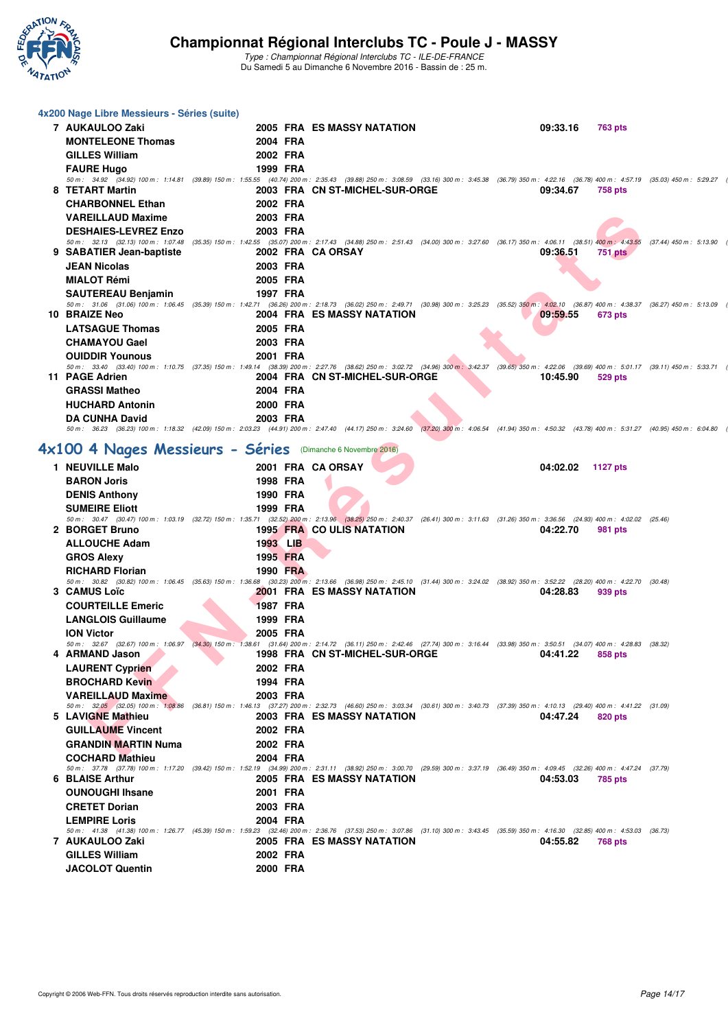# Championnat Régional Interclubs TC - Poule J - MASSY

*Type : Championnat Régional Interclubs TC - ILE-DE-FRANCE*
Du Samedi 5 au Dimanche 6 Novembre 2016 - Bassin de : 25 m.

### 4x200 Nage Libre Messieurs - Séries (suite)

**7 AUKAULOO Zaki** 2005 FRA ES MASSY NATATION 09:33.16 763 pts
MONTELEONE Thomas 2004 FRA
GILLES William 2002 FRA
FAURE Hugo 1999 FRA
50 m : 34.92 (34.92) 100 m : 1:14.81 (39.89) 150 m : 1:55.55 (40.74) 200 m : 2:35.43 (39.88) 250 m : 3:08.59 (33.16) 300 m : 3:45.38 (36.79) 350 m : 4:22.16 (36.78) 400 m : 4:57.19 (35.03) 450 m : 5:29.27

**8 TETART Martin** 2003 FRA CN ST-MICHEL-SUR-ORGE 09:34.67 758 pts
CHARBONNEL Ethan 2002 FRA
VAREILLAUD Maxime 2003 FRA
DESHAIES-LEVREZ Enzo 2003 FRA
50 m : 32.13 (32.13) 100 m : 1:07.48 (35.35) 150 m : 1:42.55 (35.07) 200 m : 2:17.43 (34.88) 250 m : 2:51.43 (34.00) 300 m : 3:27.60 (36.17) 350 m : 4:06.11 (38.51) 400 m : 4:43.55 (37.44) 450 m : 5:13.90

**9 SABATIER Jean-baptiste** 2002 FRA CA ORSAY 09:36.51 751 pts
JEAN Nicolas 2003 FRA
MIALOT Rémi 2005 FRA
SAUTEREAU Benjamin 1997 FRA
50 m : 31.06 (31.06) 100 m : 1:06.45 (35.39) 150 m : 1:42.71 (36.26) 200 m : 2:18.73 (36.02) 250 m : 2:49.71 (30.98) 300 m : 3:25.23 (35.52) 350 m : 4:02.10 (36.87) 400 m : 4:38.37 (36.27) 450 m : 5:13.09

**10 BRAIZE Neo** 2004 FRA ES MASSY NATATION 09:59.55 673 pts
LATSAGUE Thomas 2005 FRA
CHAMAYOU Gael 2003 FRA
OUIDDIR Younous 2001 FRA
50 m : 33.40 (33.40) 100 m : 1:10.75 (37.35) 150 m : 1:49.14 (38.39) 200 m : 2:27.76 (38.62) 250 m : 3:02.72 (34.96) 300 m : 3:42.37 (39.65) 350 m : 4:22.06 (39.69) 400 m : 5:01.17 (39.11) 450 m : 5:33.71

**11 PAGE Adrien** 2004 FRA CN ST-MICHEL-SUR-ORGE 10:45.90 529 pts
GRASSI Matheo 2004 FRA
HUCHARD Antonin 2000 FRA
DA CUNHA David 2003 FRA
50 m : 36.23 (36.23) 100 m : 1:18.32 (42.09) 150 m : 2:03.23 (44.91) 200 m : 2:47.40 (44.17) 250 m : 3:24.60 (37.20) 300 m : 4:06.54 (41.94) 350 m : 4:50.32 (43.78) 400 m : 5:31.27 (40.95) 450 m : 6:04.80

## 4x100 4 Nages Messieurs - Séries (Dimanche 6 Novembre 2016)

**1 NEUVILLE Malo** 2001 FRA CA ORSAY 04:02.02 1127 pts
BARON Joris 1998 FRA
DENIS Anthony 1990 FRA
SUMEIRE Eliott 1999 FRA
50 m : 30.47 (30.47) 100 m : 1:03.19 (32.72) 150 m : 1:35.71 (32.52) 200 m : 2:13.96 (38.25) 250 m : 2:40.37 (26.41) 300 m : 3:11.63 (31.26) 350 m : 3:36.56 (24.93) 400 m : 4:02.02 (25.46)

**2 BORGET Bruno** 1995 FRA CO ULIS NATATION 04:22.70 981 pts
ALLOUCHE Adam 1993 LIB
GROS Alexy 1995 FRA
RICHARD Florian 1990 FRA
50 m : 30.82 (30.82) 100 m : 1:06.45 (35.63) 150 m : 1:36.68 (30.23) 200 m : 2:13.66 (36.98) 250 m : 2:45.10 (31.44) 300 m : 3:24.02 (38.92) 350 m : 3:52.22 (28.20) 400 m : 4:22.70 (30.48)

**3 CAMUS Loïc** 2001 FRA ES MASSY NATATION 04:28.83 939 pts
COURTEILLE Emeric 1987 FRA
LANGLOIS Guillaume 1999 FRA
ION Victor 2005 FRA
50 m : 32.67 (32.67) 100 m : 1:06.97 (34.30) 150 m : 1:38.61 (31.64) 200 m : 2:14.72 (36.11) 250 m : 2:42.46 (27.74) 300 m : 3:16.44 (33.98) 350 m : 3:50.51 (34.07) 400 m : 4:28.83 (38.32)

**4 ARMAND Jason** 1998 FRA CN ST-MICHEL-SUR-ORGE 04:41.22 858 pts
LAURENT Cyprien 2002 FRA
BROCHARD Kevin 1994 FRA
VAREILLAUD Maxime 2003 FRA
50 m : 32.05 (32.05) 100 m : 1:08.86 (36.81) 150 m : 1:46.13 (37.27) 200 m : 2:32.73 (46.60) 250 m : 3:03.34 (30.61) 300 m : 3:40.73 (37.39) 350 m : 4:10.13 (29.40) 400 m : 4:41.22 (31.09)

**5 LAVIGNE Mathieu** 2003 FRA ES MASSY NATATION 04:47.24 820 pts
GUILLAUME Vincent 2002 FRA
GRANDIN MARTIN Numa 2002 FRA
COCHARD Mathieu 2004 FRA
50 m : 37.78 (37.78) 100 m : 1:17.20 (39.42) 150 m : 1:52.19 (34.99) 200 m : 2:31.11 (38.92) 250 m : 3:00.70 (29.59) 300 m : 3:37.19 (36.49) 350 m : 4:09.45 (32.26) 400 m : 4:47.24 (37.79)

**6 BLAISE Arthur** 2005 FRA ES MASSY NATATION 04:53.03 785 pts
OUNOUGHI Ihsane 2001 FRA
CRETET Dorian 2003 FRA
LEMPIRE Loris 2004 FRA
50 m : 41.38 (41.38) 100 m : 1:26.77 (45.39) 150 m : 1:59.23 (32.46) 200 m : 2:36.76 (37.53) 250 m : 3:07.86 (31.10) 300 m : 3:43.45 (35.59) 350 m : 4:16.30 (32.85) 400 m : 4:53.03 (36.73)

**7 AUKAULOO Zaki** 2005 FRA ES MASSY NATATION 04:55.82 768 pts
GILLES William 2002 FRA
JACOLOT Quentin 2000 FRA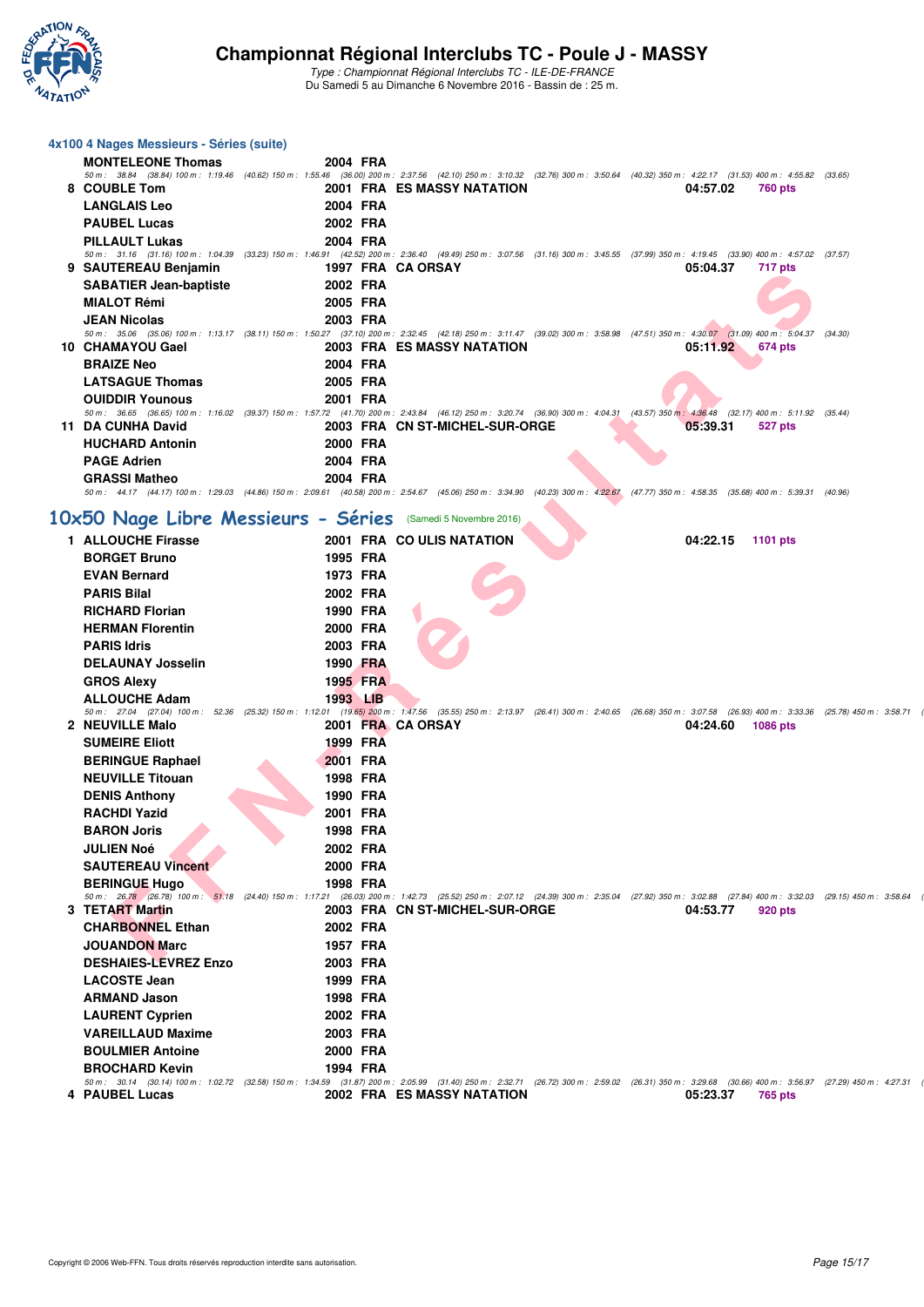#### 4x100 4 Nages Messieurs - Séries (suite)

| | Nom | Année | Nat. | Club | Temps | Points |
|---|---|---|---|---|---|---|
| | MONTELEONE Thomas | 2004 | FRA | | | |

50 m : 38.84 (38.84) 100 m : 1:19.46 (40.62) 150 m : 1:55.46 (36.00) 200 m : 2:37.56 (42.10) 250 m : 3:10.32 (32.76) 300 m : 3:50.64 (40.32) 350 m : 4:22.17 (31.53) 400 m : 4:55.82 (33.65)

| | Nom | Année | Nat. | Club | Temps | Points |
|---|---|---|---|---|---|---|
| 8 | COUBLE Tom | 2001 | FRA | ES MASSY NATATION | 04:57.02 | 760 pts |
| | LANGLAIS Leo | 2004 | FRA | | | |
| | PAUBEL Lucas | 2002 | FRA | | | |
| | PILLAULT Lukas | 2004 | FRA | | | |

50 m : 31.16 (31.16) 100 m : 1:04.39 (33.23) 150 m : 1:46.91 (42.52) 200 m : 2:36.40 (49.49) 250 m : 3:07.56 (31.16) 300 m : 3:45.55 (37.99) 350 m : 4:19.45 (33.90) 400 m : 4:57.02 (37.57)

| | Nom | Année | Nat. | Club | Temps | Points |
|---|---|---|---|---|---|---|
| 9 | SAUTEREAU Benjamin | 1997 | FRA | CA ORSAY | 05:04.37 | 717 pts |
| | SABATIER Jean-baptiste | 2002 | FRA | | | |
| | MIALOT Rémi | 2005 | FRA | | | |
| | JEAN Nicolas | 2003 | FRA | | | |

50 m : 35.06 (35.06) 100 m : 1:13.17 (38.11) 150 m : 1:50.27 (37.10) 200 m : 2:32.45 (42.18) 250 m : 3:11.47 (39.02) 300 m : 3:58.98 (47.51) 350 m : 4:30.07 (31.09) 400 m : 5:04.37 (34.30)

| | Nom | Année | Nat. | Club | Temps | Points |
|---|---|---|---|---|---|---|
| 10 | CHAMAYOU Gael | 2003 | FRA | ES MASSY NATATION | 05:11.92 | 674 pts |
| | BRAIZE Neo | 2004 | FRA | | | |
| | LATSAGUE Thomas | 2005 | FRA | | | |
| | OUIDDIR Younous | 2001 | FRA | | | |

50 m : 36.65 (36.65) 100 m : 1:16.02 (39.37) 150 m : 1:57.72 (41.70) 200 m : 2:43.84 (46.12) 250 m : 3:20.74 (36.90) 300 m : 4:04.31 (43.57) 350 m : 4:36.48 (32.17) 400 m : 5:11.92 (35.44)

| | Nom | Année | Nat. | Club | Temps | Points |
|---|---|---|---|---|---|---|
| 11 | DA CUNHA David | 2003 | FRA | CN ST-MICHEL-SUR-ORGE | 05:39.31 | 527 pts |
| | HUCHARD Antonin | 2000 | FRA | | | |
| | PAGE Adrien | 2004 | FRA | | | |
| | GRASSI Matheo | 2004 | FRA | | | |

50 m : 44.17 (44.17) 100 m : 1:29.03 (44.86) 150 m : 2:09.61 (40.58) 200 m : 2:54.67 (45.06) 250 m : 3:34.90 (40.23) 300 m : 4:22.67 (47.77) 350 m : 4:58.35 (35.68) 400 m : 5:39.31 (40.96)

## 10x50 Nage Libre Messieurs - Séries (Samedi 5 Novembre 2016)

| | Nom | Année | Nat. | Club | Temps | Points |
|---|---|---|---|---|---|---|
| 1 | ALLOUCHE Firasse | 2001 | FRA | CO ULIS NATATION | 04:22.15 | 1101 pts |
| | BORGET Bruno | 1995 | FRA | | | |
| | EVAN Bernard | 1973 | FRA | | | |
| | PARIS Bilal | 2002 | FRA | | | |
| | RICHARD Florian | 1990 | FRA | | | |
| | HERMAN Florentin | 2000 | FRA | | | |
| | PARIS Idris | 2003 | FRA | | | |
| | DELAUNAY Josselin | 1990 | FRA | | | |
| | GROS Alexy | 1995 | FRA | | | |
| | ALLOUCHE Adam | 1993 | LIB | | | |

50 m : 27.04 (27.04) 100 m : 52.36 (25.32) 150 m : 1:12.01 (19.65) 200 m : 1:47.56 (35.55) 200 m : 2:13.97 (26.41) 300 m : 2:40.65 (26.68) 350 m : 3:07.58 (26.93) 400 m : 3:33.36 (25.78) 450 m : 3:58.71 (

| | Nom | Année | Nat. | Club | Temps | Points |
|---|---|---|---|---|---|---|
| 2 | NEUVILLE Malo | 2001 | FRA | CA ORSAY | 04:24.60 | 1086 pts |
| | SUMEIRE Eliott | 1999 | FRA | | | |
| | BERINGUE Raphael | 2001 | FRA | | | |
| | NEUVILLE Titouan | 1998 | FRA | | | |
| | DENIS Anthony | 1990 | FRA | | | |
| | RACHDI Yazid | 2001 | FRA | | | |
| | BARON Joris | 1998 | FRA | | | |
| | JULIEN Noé | 2002 | FRA | | | |
| | SAUTEREAU Vincent | 2000 | FRA | | | |
| | BERINGUE Hugo | 1998 | FRA | | | |

50 m : 26.78 (26.78) 100 m : 51.18 (24.40) 150 m : 1:17.21 (26.03) 200 m : 1:42.73 (25.52) 250 m : 2:07.12 (24.39) 300 m : 2:35.04 (27.92) 350 m : 3:02.88 (27.84) 400 m : 3:32.03 (29.15) 450 m : 3:58.64 (

| | Nom | Année | Nat. | Club | Temps | Points |
|---|---|---|---|---|---|---|
| 3 | TETART Martin | 2003 | FRA | CN ST-MICHEL-SUR-ORGE | 04:53.77 | 920 pts |
| | CHARBONNEL Ethan | 2002 | FRA | | | |
| | JOUANDON Marc | 1957 | FRA | | | |
| | DESHAIES-LEVREZ Enzo | 2003 | FRA | | | |
| | LACOSTE Jean | 1999 | FRA | | | |
| | ARMAND Jason | 1998 | FRA | | | |
| | LAURENT Cyprien | 2002 | FRA | | | |
| | VAREILLAUD Maxime | 2003 | FRA | | | |
| | BOULMIER Antoine | 2000 | FRA | | | |
| | BROCHARD Kevin | 1994 | FRA | | | |

50 m : 30.14 (30.14) 100 m : 1:02.72 (32.58) 150 m : 1:34.59 (31.87) 200 m : 2:05.99 (31.40) 250 m : 2:32.71 (26.72) 300 m : 2:59.02 (26.31) 350 m : 3:29.68 (30.66) 400 m : 3:56.97 (27.29) 450 m : 4:27.31 (

| | Nom | Année | Nat. | Club | Temps | Points |
|---|---|---|---|---|---|---|
| 4 | PAUBEL Lucas | 2002 | FRA | ES MASSY NATATION | 05:23.37 | 765 pts |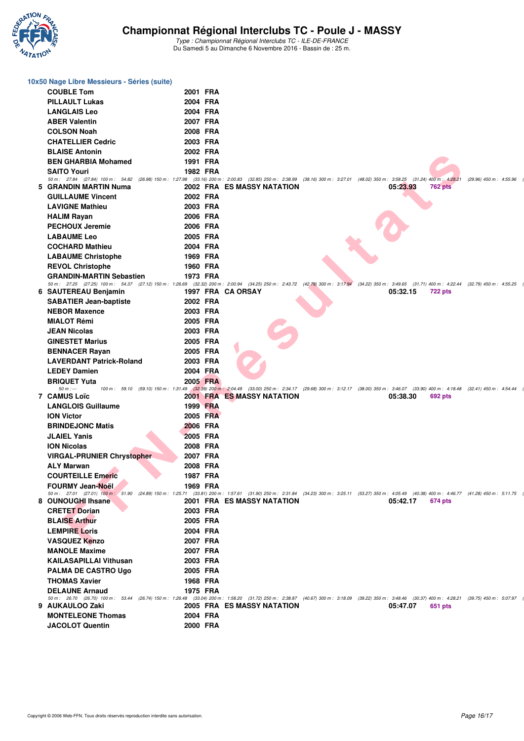# Championnat Régional Interclubs TC - Poule J - MASSY

*Type : Championnat Régional Interclubs TC - ILE-DE-FRANCE*
Du Samedi 5 au Dimanche 6 Novembre 2016 - Bassin de : 25 m.

## 10x50 Nage Libre Messieurs - Séries (suite)

| | Nom | Année | Nat. | Club | Temps | Points |
|---|---|---|---|---|---|---|
| | COUBLE Tom | 2001 | FRA | | | |
| | PILLAULT Lukas | 2004 | FRA | | | |
| | LANGLAIS Leo | 2004 | FRA | | | |
| | ABER Valentin | 2007 | FRA | | | |
| | COLSON Noah | 2008 | FRA | | | |
| | CHATELLIER Cedric | 2003 | FRA | | | |
| | BLAISE Antonin | 2002 | FRA | | | |
| | BEN GHARBIA Mohamed | 1991 | FRA | | | |
| | SAITO Youri | 1982 | FRA | | | |

50 m : 27.84 (27.84) 100 m : 54.82 (26.98) 150 m : 1:27.98 (33.16) 200 m : 2:00.83 (32.85) 250 m : 2:38.99 (38.16) 300 m : 3:27.01 (48.02) 350 m : 3:58.25 (31.24) 400 m : 4:28.21 (29.96) 450 m : 4:55.96

| | Nom | Année | Nat. | Club | Temps | Points |
|---|---|---|---|---|---|---|
| 5 | GRANDIN MARTIN Numa | 2002 | FRA | ES MASSY NATATION | 05:23.93 | 762 pts |
| | GUILLAUME Vincent | 2002 | FRA | | | |
| | LAVIGNE Mathieu | 2003 | FRA | | | |
| | HALIM Rayan | 2006 | FRA | | | |
| | PECHOUX Jeremie | 2006 | FRA | | | |
| | LABAUME Leo | 2005 | FRA | | | |
| | COCHARD Mathieu | 2004 | FRA | | | |
| | LABAUME Christophe | 1969 | FRA | | | |
| | REVOL Christophe | 1960 | FRA | | | |
| | GRANDIN-MARTIN Sebastien | 1973 | FRA | | | |

50 m : 27.25 (27.25) 100 m : 54.37 (27.12) 150 m : 1:26.69 (32.32) 200 m : 2:00.94 (34.25) 250 m : 2:43.72 (42.78) 300 m : 3:17.94 (34.22) 350 m : 3:49.65 (31.71) 400 m : 4:22.44 (32.79) 450 m : 4:55.25

| | Nom | Année | Nat. | Club | Temps | Points |
|---|---|---|---|---|---|---|
| 6 | SAUTEREAU Benjamin | 1997 | FRA | CA ORSAY | 05:32.15 | 722 pts |
| | SABATIER Jean-baptiste | 2002 | FRA | | | |
| | NEBOR Maxence | 2003 | FRA | | | |
| | MIALOT Rémi | 2005 | FRA | | | |
| | JEAN Nicolas | 2003 | FRA | | | |
| | GINESTET Marius | 2005 | FRA | | | |
| | BENNACER Rayan | 2005 | FRA | | | |
| | LAVERDANT Patrick-Roland | 2003 | FRA | | | |
| | LEDEY Damien | 2004 | FRA | | | |
| | BRIQUET Yuta | 2005 | FRA | | | |

50 m : --- 100 m : 59.10 (59.10) 150 m : 1:31.49 (32.39) 200 m : 2:04.49 (33.00) 250 m : 2:34.17 (29.68) 300 m : 3:12.17 (38.00) 350 m : 3:46.07 (33.90) 400 m : 4:18.48 (32.41) 450 m : 4:54.44

| | Nom | Année | Nat. | Club | Temps | Points |
|---|---|---|---|---|---|---|
| 7 | CAMUS Loïc | 2001 | FRA | ES MASSY NATATION | 05:38.30 | 692 pts |
| | LANGLOIS Guillaume | 1999 | FRA | | | |
| | ION Victor | 2005 | FRA | | | |
| | BRINDEJONC Matis | 2006 | FRA | | | |
| | JLAIEL Yanis | 2005 | FRA | | | |
| | ION Nicolas | 2008 | FRA | | | |
| | VIRGAL-PRUNIER Chrystopher | 2007 | FRA | | | |
| | ALY Marwan | 2008 | FRA | | | |
| | COURTEILLE Emeric | 1987 | FRA | | | |
| | FOURMY Jean-Noël | 1969 | FRA | | | |

50 m : 27.01 (27.01) 100 m : 51.90 (24.89) 150 m : 1:25.71 (33.81) 200 m : 1:57.61 (31.90) 250 m : 2:31.84 (34.23) 300 m : 3:25.11 (53.27) 350 m : 4:05.49 (40.38) 400 m : 4:46.77 (41.28) 450 m : 5:11.75

| | Nom | Année | Nat. | Club | Temps | Points |
|---|---|---|---|---|---|---|
| 8 | OUNOUGHI Ihsane | 2001 | FRA | ES MASSY NATATION | 05:42.17 | 674 pts |
| | CRETET Dorian | 2003 | FRA | | | |
| | BLAISE Arthur | 2005 | FRA | | | |
| | LEMPIRE Loris | 2004 | FRA | | | |
| | VASQUEZ Kenzo | 2007 | FRA | | | |
| | MANOLE Maxime | 2007 | FRA | | | |
| | KAILASAPILLAI Vithusan | 2003 | FRA | | | |
| | PALMA DE CASTRO Ugo | 2005 | FRA | | | |
| | THOMAS Xavier | 1968 | FRA | | | |
| | DELAUNE Arnaud | 1975 | FRA | | | |

50 m : 26.70 (26.70) 100 m : 53.44 (26.74) 150 m : 1:26.48 (33.04) 200 m : 1:58.20 (31.72) 250 m : 2:38.87 (40.67) 300 m : 3:18.09 (39.22) 350 m : 3:48.46 (30.37) 400 m : 4:28.21 (39.75) 450 m : 5:07.97

| | Nom | Année | Nat. | Club | Temps | Points |
|---|---|---|---|---|---|---|
| 9 | AUKAULOO Zaki | 2005 | FRA | ES MASSY NATATION | 05:47.07 | 651 pts |
| | MONTELEONE Thomas | 2004 | FRA | | | |
| | JACOLOT Quentin | 2000 | FRA | | | |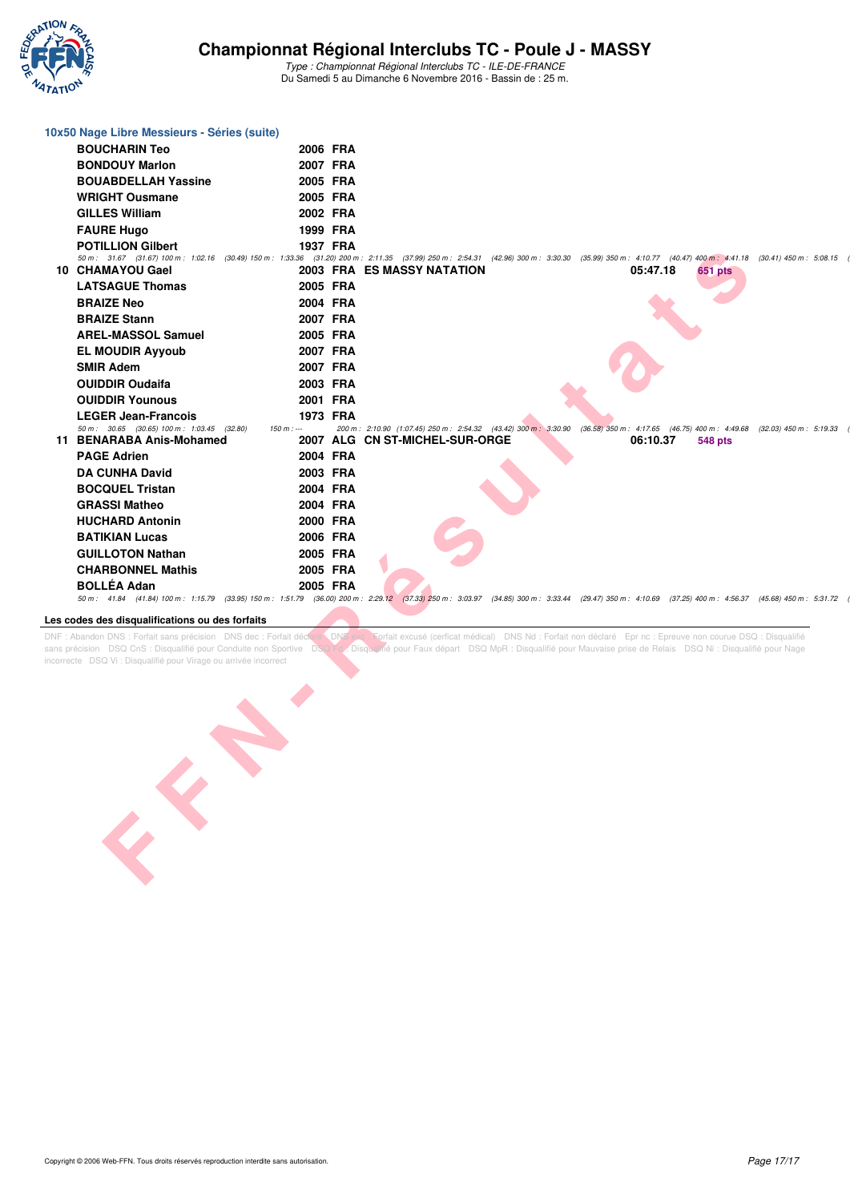# Championnat Régional Interclubs TC - Poule J - MASSY

*Type : Championnat Régional Interclubs TC - ILE-DE-FRANCE*
Du Samedi 5 au Dimanche 6 Novembre 2016 - Bassin de : 25 m.

## 10x50 Nage Libre Messieurs - Séries (suite)

| | | | | | | |
|---|---|---|---|---|---|---|
| | **BOUCHARIN Teo** | 2006 | FRA | | | |
| | **BONDOUY Marlon** | 2007 | FRA | | | |
| | **BOUABDELLAH Yassine** | 2005 | FRA | | | |
| | **WRIGHT Ousmane** | 2005 | FRA | | | |
| | **GILLES William** | 2002 | FRA | | | |
| | **FAURE Hugo** | 1999 | FRA | | | |
| | **POTILLION Gilbert** | 1937 | FRA | | | |

*50 m : 31.67 (31.67) 100 m : 1:02.16 (30.49) 150 m : 1:33.36 (31.20) 200 m : 2:11.35 (37.99) 250 m : 2:54.31 (42.96) 300 m : 3:30.30 (35.99) 350 m : 4:10.77 (40.47) 400 m : 4:41.18 (30.41) 450 m : 5:08.15 (*

| | | | | | | |
|---|---|---|---|---|---|---|
| 10 | **CHAMAYOU Gael** | 2003 | FRA | ES MASSY NATATION | 05:47.18 | 651 pts |
| | **LATSAGUE Thomas** | 2005 | FRA | | | |
| | **BRAIZE Neo** | 2004 | FRA | | | |
| | **BRAIZE Stann** | 2007 | FRA | | | |
| | **AREL-MASSOL Samuel** | 2005 | FRA | | | |
| | **EL MOUDIR Ayyoub** | 2007 | FRA | | | |
| | **SMIR Adem** | 2007 | FRA | | | |
| | **OUIDDIR Oudaifa** | 2003 | FRA | | | |
| | **OUIDDIR Younous** | 2001 | FRA | | | |
| | **LEGER Jean-Francois** | 1973 | FRA | | | |

*50 m : 30.65 (30.65) 100 m : 1:03.45 (32.80) 150 m : --- 200 m : 2:10.90 (1:07.45) 250 m : 2:54.32 (43.42) 300 m : 3:30.90 (36.58) 350 m : 4:17.65 (46.75) 400 m : 4:49.68 (32.03) 450 m : 5:19.33 (*

| | | | | | | |
|---|---|---|---|---|---|---|
| 11 | **BENARABA Anis-Mohamed** | 2007 | ALG | CN ST-MICHEL-SUR-ORGE | 06:10.37 | 548 pts |
| | **PAGE Adrien** | 2004 | FRA | | | |
| | **DA CUNHA David** | 2003 | FRA | | | |
| | **BOCQUEL Tristan** | 2004 | FRA | | | |
| | **GRASSI Matheo** | 2004 | FRA | | | |
| | **HUCHARD Antonin** | 2000 | FRA | | | |
| | **BATIKIAN Lucas** | 2006 | FRA | | | |
| | **GUILLOTON Nathan** | 2005 | FRA | | | |
| | **CHARBONNEL Mathis** | 2005 | FRA | | | |
| | **BOLLÉA Adan** | 2005 | FRA | | | |

*50 m : 41.84 (41.84) 100 m : 1:15.79 (33.95) 150 m : 1:51.79 (36.00) 200 m : 2:29.12 (37.33) 250 m : 3:03.97 (34.85) 300 m : 3:33.44 (29.47) 350 m : 4:10.69 (37.25) 400 m : 4:56.37 (45.68) 450 m : 5:31.72 (*

### Les codes des disqualifications ou des forfaits

DNF : Abandon DNS : Forfait sans précision DNS dec : Forfait déclaré DNS exc : Forfait excusé (cerficat médical) DNS Nd : Forfait non déclaré Epr nc : Epreuve non courue DSQ : Disqualifié sans précision DSQ CnS : Disqualifié pour Conduite non Sportive DSQ Fd : Disqualifié pour Faux départ DSQ MpR : Disqualifié pour Mauvaise prise de Relais DSQ Ni : Disqualifié pour Nage incorrecte DSQ Vi : Disqualifié pour Virage ou arrivée incorrect